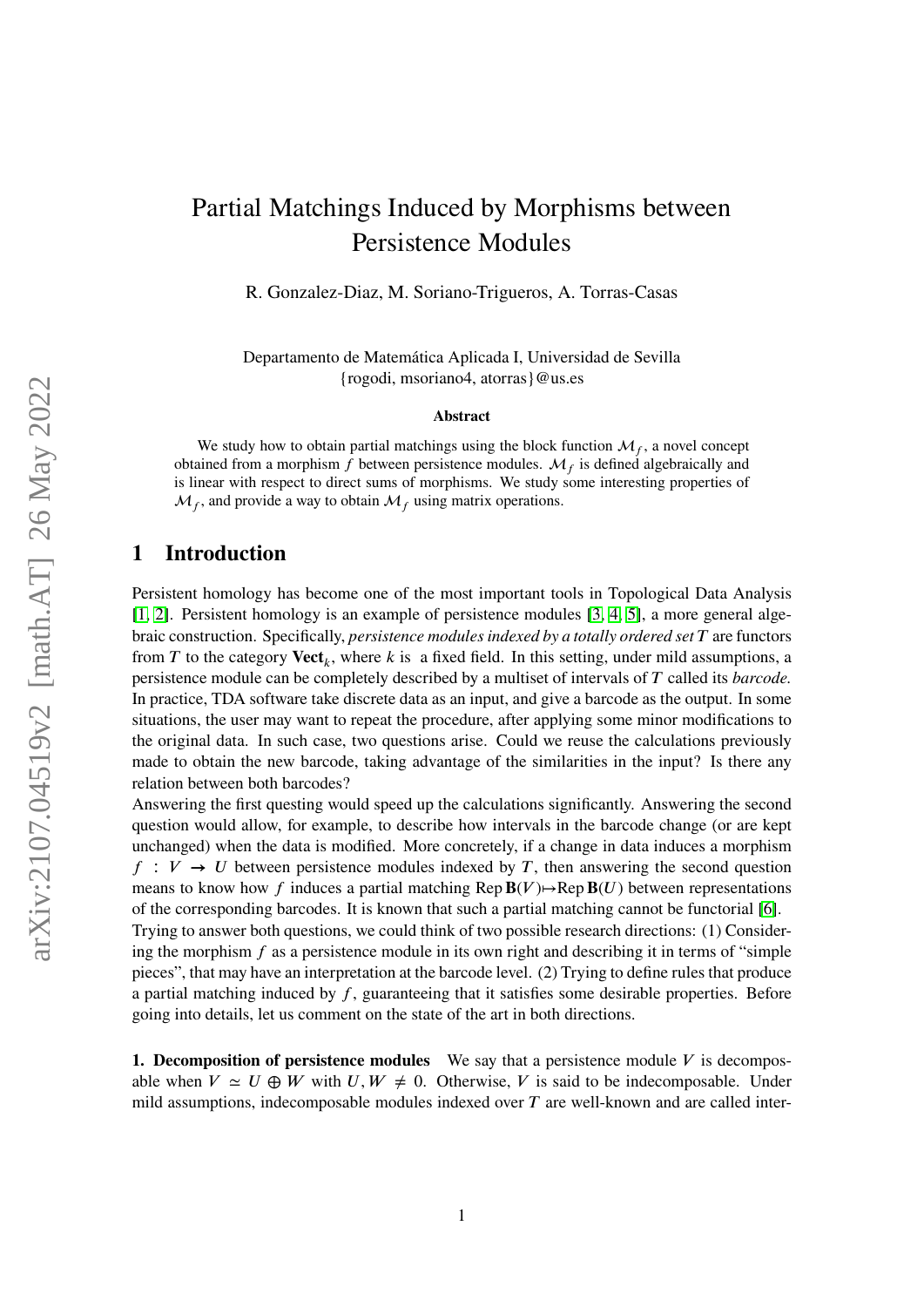# Partial Matchings Induced by Morphisms between Persistence Modules

R. Gonzalez-Diaz, M. Soriano-Trigueros, A. Torras-Casas

Departamento de Matemática Aplicada I, Universidad de Sevilla
{rogodi, msoriano4, atorras}@us.es

### Abstract

We study how to obtain partial matchings using the block function $\mathcal{M}_f$, a novel concept obtained from a morphism $f$ between persistence modules. $\mathcal{M}_f$ is defined algebraically and is linear with respect to direct sums of morphisms. We study some interesting properties of $\mathcal{M}_f$, and provide a way to obtain $\mathcal{M}_f$ using matrix operations.

## 1 Introduction

Persistent homology has become one of the most important tools in Topological Data Analysis [1, 2]. Persistent homology is an example of persistence modules [3, 4, 5], a more general algebraic construction. Specifically, *persistence modules indexed by a totally ordered set* $T$ are functors from $T$ to the category $\mathbf{Vect}_k$, where $k$ is a fixed field. In this setting, under mild assumptions, a persistence module can be completely described by a multiset of intervals of $T$ called its *barcode.* In practice, TDA software take discrete data as an input, and give a barcode as the output. In some situations, the user may want to repeat the procedure, after applying some minor modifications to the original data. In such case, two questions arise. Could we reuse the calculations previously made to obtain the new barcode, taking advantage of the similarities in the input? Is there any relation between both barcodes?

Answering the first questing would speed up the calculations significantly. Answering the second question would allow, for example, to describe how intervals in the barcode change (or are kept unchanged) when the data is modified. More concretely, if a change in data induces a morphism $f : V \to U$ between persistence modules indexed by $T$, then answering the second question means to know how $f$ induces a partial matching $\operatorname{Rep}\mathbf{B}(V)\mapsto\operatorname{Rep}\mathbf{B}(U)$ between representations of the corresponding barcodes. It is known that such a partial matching cannot be functorial [6].

Trying to answer both questions, we could think of two possible research directions: (1) Considering the morphism $f$ as a persistence module in its own right and describing it in terms of "simple pieces", that may have an interpretation at the barcode level. (2) Trying to define rules that produce a partial matching induced by $f$, guaranteeing that it satisfies some desirable properties. Before going into details, let us comment on the state of the art in both directions.

**1. Decomposition of persistence modules** We say that a persistence module $V$ is decomposable when $V \simeq U \oplus W$ with $U, W \neq 0$. Otherwise, $V$ is said to be indecomposable. Under mild assumptions, indecomposable modules indexed over $T$ are well-known and are called inter-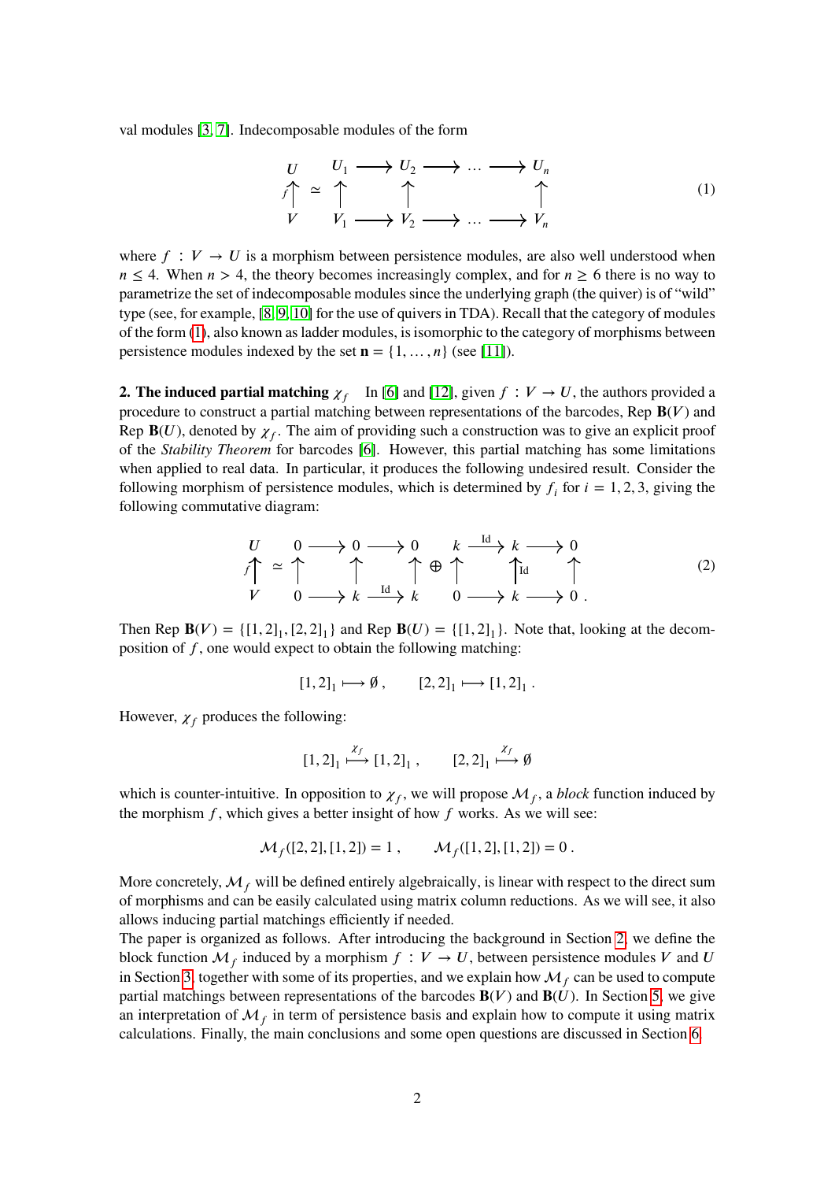val modules [3, 7]. Indecomposable modules of the form

$$
\begin{array}{ccc}
U \\ f\uparrow \\ V
\end{array}
\simeq
\begin{array}{ccccccc}
U_1 & \longrightarrow & U_2 & \longrightarrow & \cdots & \longrightarrow & U_n \\
\uparrow & & \uparrow & & & & \uparrow \\
V_1 & \longrightarrow & V_2 & \longrightarrow & \cdots & \longrightarrow & V_n
\end{array}
\tag{1}
$$

where $f : V \to U$ is a morphism between persistence modules, are also well understood when $n \leq 4$. When $n > 4$, the theory becomes increasingly complex, and for $n \geq 6$ there is no way to parametrize the set of indecomposable modules since the underlying graph (the quiver) is of "wild" type (see, for example, [8, 9, 10] for the use of quivers in TDA). Recall that the category of modules of the form (1), also known as ladder modules, is isomorphic to the category of morphisms between persistence modules indexed by the set $\mathbf{n} = \{1, \ldots, n\}$ (see [11]).

**2. The induced partial matching $\chi_f$** In [6] and [12], given $f : V \to U$, the authors provided a procedure to construct a partial matching between representations of the barcodes, Rep $\mathbf{B}(V)$ and Rep $\mathbf{B}(U)$, denoted by $\chi_f$. The aim of providing such a construction was to give an explicit proof of the *Stability Theorem* for barcodes [6]. However, this partial matching has some limitations when applied to real data. In particular, it produces the following undesired result. Consider the following morphism of persistence modules, which is determined by $f_i$ for $i = 1, 2, 3$, giving the following commutative diagram:

$$
\begin{array}{c}
U \\ f\uparrow \\ V
\end{array}
\simeq
\begin{array}{ccccc}
0 & \longrightarrow & 0 & \longrightarrow & 0 \\
\uparrow & & \uparrow & & \uparrow \\
0 & \longrightarrow & k & \xrightarrow{\text{Id}} & k
\end{array}
\oplus
\begin{array}{ccccc}
k & \xrightarrow{\text{Id}} & k & \longrightarrow & 0 \\
\uparrow & & \uparrow\text{Id} & & \uparrow \\
0 & \longrightarrow & k & \longrightarrow & 0
\end{array}.
\tag{2}
$$

Then Rep $\mathbf{B}(V) = \{[1, 2]_1, [2, 2]_1\}$ and Rep $\mathbf{B}(U) = \{[1, 2]_1\}$. Note that, looking at the decomposition of $f$, one would expect to obtain the following matching:

$$
[1, 2]_1 \longmapsto \emptyset\,, \qquad [2, 2]_1 \longmapsto [1, 2]_1\,.
$$

However, $\chi_f$ produces the following:

$$
[1, 2]_1 \overset{\chi_f}{\longmapsto} [1, 2]_1\,, \qquad [2, 2]_1 \overset{\chi_f}{\longmapsto} \emptyset
$$

which is counter-intuitive. In opposition to $\chi_f$, we will propose $\mathcal{M}_f$, a *block* function induced by the morphism $f$, which gives a better insight of how $f$ works. As we will see:

$$
\mathcal{M}_f([2, 2], [1, 2]) = 1\,, \qquad \mathcal{M}_f([1, 2], [1, 2]) = 0\,.
$$

More concretely, $\mathcal{M}_f$ will be defined entirely algebraically, is linear with respect to the direct sum of morphisms and can be easily calculated using matrix column reductions. As we will see, it also allows inducing partial matchings efficiently if needed.

The paper is organized as follows. After introducing the background in Section 2, we define the block function $\mathcal{M}_f$ induced by a morphism $f : V \to U$, between persistence modules $V$ and $U$ in Section 3, together with some of its properties, and we explain how $\mathcal{M}_f$ can be used to compute partial matchings between representations of the barcodes $\mathbf{B}(V)$ and $\mathbf{B}(U)$. In Section 5, we give an interpretation of $\mathcal{M}_f$ in term of persistence basis and explain how to compute it using matrix calculations. Finally, the main conclusions and some open questions are discussed in Section 6.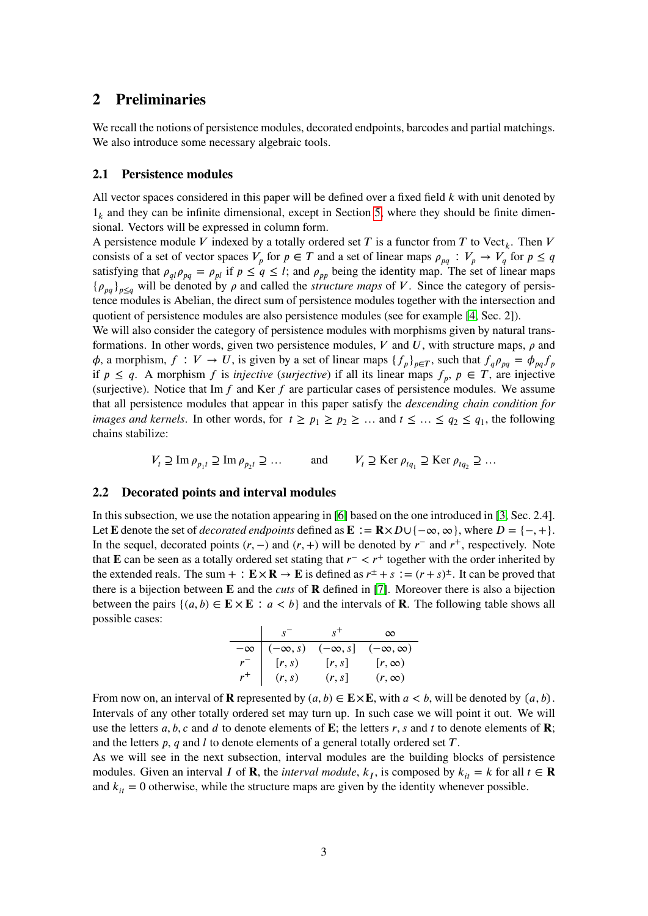## 2 Preliminaries

We recall the notions of persistence modules, decorated endpoints, barcodes and partial matchings. We also introduce some necessary algebraic tools.

### 2.1 Persistence modules

All vector spaces considered in this paper will be defined over a fixed field $k$ with unit denoted by $1_k$ and they can be infinite dimensional, except in Section 5, where they should be finite dimensional. Vectors will be expressed in column form.

A persistence module $V$ indexed by a totally ordered set $T$ is a functor from $T$ to $\mathrm{Vect}_k$. Then $V$ consists of a set of vector spaces $V_p$ for $p \in T$ and a set of linear maps $\rho_{pq} : V_p \to V_q$ for $p \le q$ satisfying that $\rho_{ql}\rho_{pq} = \rho_{pl}$ if $p \le q \le l$; and $\rho_{pp}$ being the identity map. The set of linear maps $\{\rho_{pq}\}_{p \le q}$ will be denoted by $\rho$ and called the *structure maps* of $V$. Since the category of persistence modules is Abelian, the direct sum of persistence modules together with the intersection and quotient of persistence modules are also persistence modules (see for example [4, Sec. 2]).

We will also consider the category of persistence modules with morphisms given by natural transformations. In other words, given two persistence modules, $V$ and $U$, with structure maps, $\rho$ and $\phi$, a morphism, $f : V \to U$, is given by a set of linear maps $\{f_p\}_{p \in T}$, such that $f_q\rho_{pq} = \phi_{pq}f_p$ if $p \le q$. A morphism $f$ is *injective* (*surjective*) if all its linear maps $f_p$, $p \in T$, are injective (surjective). Notice that $\mathrm{Im}\, f$ and $\mathrm{Ker}\, f$ are particular cases of persistence modules. We assume that all persistence modules that appear in this paper satisfy the *descending chain condition for images and kernels*. In other words, for $t \ge p_1 \ge p_2 \ge \ldots$ and $t \le \ldots \le q_2 \le q_1$, the following chains stabilize:

$$V_t \supseteq \mathrm{Im}\, \rho_{p_1 t} \supseteq \mathrm{Im}\, \rho_{p_2 t} \supseteq \ldots \qquad \text{and} \qquad V_t \supseteq \mathrm{Ker}\, \rho_{t q_1} \supseteq \mathrm{Ker}\, \rho_{t q_2} \supseteq \ldots$$

### 2.2 Decorated points and interval modules

In this subsection, we use the notation appearing in [6] based on the one introduced in [3, Sec. 2.4]. Let $\mathbf{E}$ denote the set of *decorated endpoints* defined as $\mathbf{E} := \mathbf{R} \times D \cup \{-\infty, \infty\}$, where $D = \{-, +\}$. In the sequel, decorated points $(r, -)$ and $(r, +)$ will be denoted by $r^-$ and $r^+$, respectively. Note that $\mathbf{E}$ can be seen as a totally ordered set stating that $r^- < r^+$ together with the order inherited by the extended reals. The sum $+ : \mathbf{E} \times \mathbf{R} \to \mathbf{E}$ is defined as $r^\pm + s := (r+s)^\pm$. It can be proved that there is a bijection between $\mathbf{E}$ and the *cuts* of $\mathbf{R}$ defined in [7]. Moreover there is also a bijection between the pairs $\{(a, b) \in \mathbf{E} \times \mathbf{E} : a < b\}$ and the intervals of $\mathbf{R}$. The following table shows all possible cases:

| | $s^-$ | $s^+$ | $\infty$ |
|---|---|---|---|
| $-\infty$ | $(-\infty, s)$ | $(-\infty, s]$ | $(-\infty, \infty)$ |
| $r^-$ | $[r, s)$ | $[r, s]$ | $[r, \infty)$ |
| $r^+$ | $(r, s)$ | $(r, s]$ | $(r, \infty)$ |

From now on, an interval of $\mathbf{R}$ represented by $(a, b) \in \mathbf{E} \times \mathbf{E}$, with $a < b$, will be denoted by $\langle a, b \rangle$. Intervals of any other totally ordered set may turn up. In such case we will point it out. We will use the letters $a, b, c$ and $d$ to denote elements of $\mathbf{E}$; the letters $r, s$ and $t$ to denote elements of $\mathbf{R}$; and the letters $p$, $q$ and $l$ to denote elements of a general totally ordered set $T$.

As we will see in the next subsection, interval modules are the building blocks of persistence modules. Given an interval $I$ of $\mathbf{R}$, the *interval module*, $k_I$, is composed by $k_{It} = k$ for all $t \in \mathbf{R}$ and $k_{It} = 0$ otherwise, while the structure maps are given by the identity whenever possible.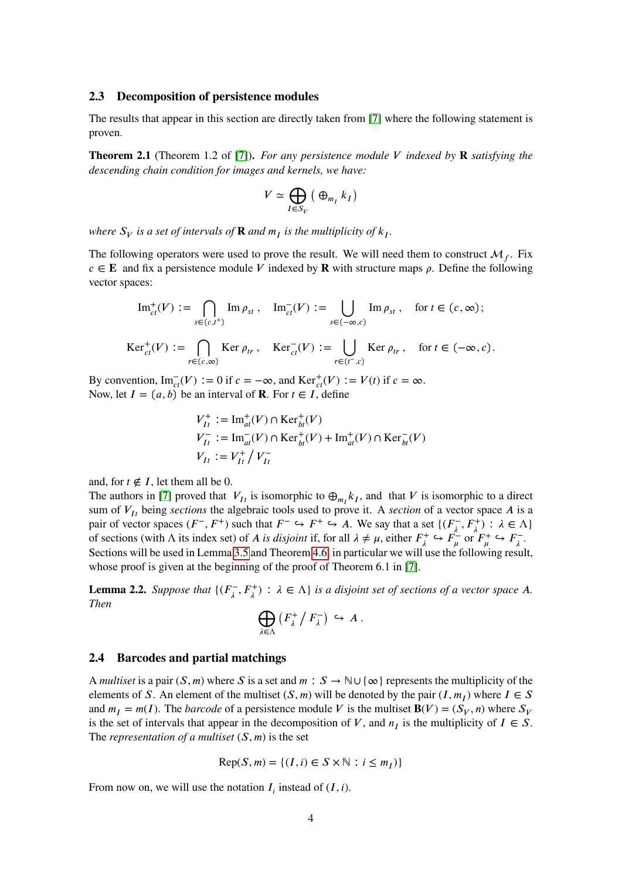### 2.3 Decomposition of persistence modules

The results that appear in this section are directly taken from [7] where the following statement is proven.

**Theorem 2.1** (Theorem 1.2 of [7])**.** *For any persistence module $V$ indexed by $\mathbf{R}$ satisfying the descending chain condition for images and kernels, we have:*

$$V \simeq \bigoplus_{I \in S_V} \left( \oplus_{m_I} k_I \right)$$

*where $S_V$ is a set of intervals of $\mathbf{R}$ and $m_I$ is the multiplicity of $k_I$.*

The following operators were used to prove the result. We will need them to construct $\mathcal{M}_f$. Fix $c \in \mathbf{E}$ and fix a persistence module $V$ indexed by $\mathbf{R}$ with structure maps $\rho$. Define the following vector spaces:

$$\mathrm{Im}^+_{ct}(V) := \bigcap_{s \in (c,t^+)} \mathrm{Im}\, \rho_{st}\,, \quad \mathrm{Im}^-_{ct}(V) := \bigcup_{s \in (-\infty,c)} \mathrm{Im}\, \rho_{st}\,, \quad \text{for } t \in (c, \infty);$$

$$\mathrm{Ker}^+_{ct}(V) := \bigcap_{r \in (c,\infty)} \mathrm{Ker}\, \rho_{tr}\,, \quad \mathrm{Ker}^-_{ct}(V) := \bigcup_{r \in (t^-,c)} \mathrm{Ker}\, \rho_{tr}\,, \quad \text{for } t \in (-\infty, c).$$

By convention, $\mathrm{Im}^-_{ct}(V) := 0$ if $c = -\infty$, and $\mathrm{Ker}^+_{ct}(V) := V(t)$ if $c = \infty$.
Now, let $I = (a, b)$ be an interval of $\mathbf{R}$. For $t \in I$, define

$$\begin{aligned}
V^+_{It} &:= \mathrm{Im}^+_{at}(V) \cap \mathrm{Ker}^+_{bt}(V)\\
V^-_{It} &:= \mathrm{Im}^-_{at}(V) \cap \mathrm{Ker}^+_{bt}(V) + \mathrm{Im}^+_{at}(V) \cap \mathrm{Ker}^-_{bt}(V)\\
V_{It} &:= V^+_{It} \big/ V^-_{It}
\end{aligned}$$

and, for $t \notin I$, let them all be 0.
The authors in [7] proved that $V_{I_t}$ is isomorphic to $\oplus_{m_I} k_I$, and that $V$ is isomorphic to a direct sum of $V_{I_t}$ being *sections* the algebraic tools used to prove it. A *section* of a vector space $A$ is a pair of vector spaces $(F^-, F^+)$ such that $F^- \hookrightarrow F^+ \hookrightarrow A$. We say that a set $\{(F^-_\lambda, F^+_\lambda) : \lambda \in \Lambda\}$ of sections (with $\Lambda$ its index set) of $A$ *is disjoint* if, for all $\lambda \neq \mu$, either $F^+_\lambda \hookrightarrow F^-_\mu$ or $F^+_\mu \hookrightarrow F^-_\lambda$.
Sections will be used in Lemma 3.5 and Theorem 4.6, in particular we will use the following result, whose proof is given at the beginning of the proof of Theorem 6.1 in [7].

**Lemma 2.2.** *Suppose that $\{(F^-_\lambda, F^+_\lambda) : \lambda \in \Lambda\}$ is a disjoint set of sections of a vector space $A$. Then*

$$\bigoplus_{\lambda \in \Lambda} \left( F^+_\lambda \big/ F^-_\lambda \right) \hookrightarrow A\,.$$

### 2.4 Barcodes and partial matchings

A *multiset* is a pair $(S, m)$ where $S$ is a set and $m : S \to \mathbb{N} \cup \{\infty\}$ represents the multiplicity of the elements of $S$. An element of the multiset $(S, m)$ will be denoted by the pair $(I, m_I)$ where $I \in S$ and $m_I = m(I)$. The *barcode* of a persistence module $V$ is the multiset $\mathbf{B}(V) = (S_V, n)$ where $S_V$ is the set of intervals that appear in the decomposition of $V$, and $n_I$ is the multiplicity of $I \in S$. The *representation of a multiset* $(S, m)$ is the set

$$\mathrm{Rep}(S, m) = \{(I, i) \in S \times \mathbb{N} : i \leq m_I)\}$$

From now on, we will use the notation $I_i$ instead of $(I, i)$.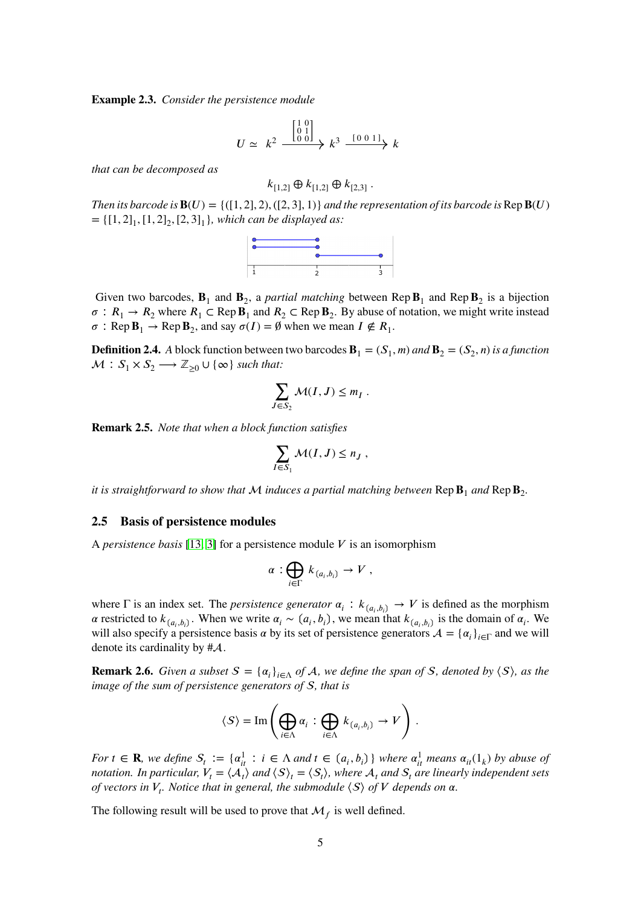**Example 2.3.** *Consider the persistence module*

$$U \simeq \; k^2 \xrightarrow{\begin{bmatrix} 1 & 0 \\ 0 & 1 \\ 0 & 0 \end{bmatrix}} k^3 \xrightarrow{[0\;0\;1]} k$$

*that can be decomposed as*

$$k_{[1,2]} \oplus k_{[1,2]} \oplus k_{[2,3]} \; .$$

*Then its barcode is* $\mathbf{B}(U) = \{([1,2],2),([2,3],1)\}$ *and the representation of its barcode is* $\operatorname{Rep}\mathbf{B}(U) = \{[1,2]_1,[1,2]_2,[2,3]_1\}$*, which can be displayed as:*

Given two barcodes, $\mathbf{B}_1$ and $\mathbf{B}_2$, a *partial matching* between $\operatorname{Rep}\mathbf{B}_1$ and $\operatorname{Rep}\mathbf{B}_2$ is a bijection $\sigma : R_1 \to R_2$ where $R_1 \subset \operatorname{Rep}\mathbf{B}_1$ and $R_2 \subset \operatorname{Rep}\mathbf{B}_2$. By abuse of notation, we might write instead $\sigma : \operatorname{Rep}\mathbf{B}_1 \to \operatorname{Rep}\mathbf{B}_2$, and say $\sigma(I) = \emptyset$ when we mean $I \notin R_1$.

**Definition 2.4.** *A* block function *between two barcodes* $\mathbf{B}_1 = (S_1, m)$ *and* $\mathbf{B}_2 = (S_2, n)$ *is a function* $\mathcal{M} : S_1 \times S_2 \longrightarrow \mathbb{Z}_{\geq 0} \cup \{\infty\}$ *such that:*

$$\sum_{J \in S_2} \mathcal{M}(I,J) \leq m_I \; .$$

**Remark 2.5.** *Note that when a block function satisfies*

$$\sum_{I \in S_1} \mathcal{M}(I,J) \leq n_J \; ,$$

*it is straightforward to show that* $\mathcal{M}$ *induces a partial matching between* $\operatorname{Rep}\mathbf{B}_1$ *and* $\operatorname{Rep}\mathbf{B}_2$.

## 2.5 Basis of persistence modules

A *persistence basis* [13, 3] for a persistence module $V$ is an isomorphism

$$\alpha : \bigoplus_{i \in \Gamma} k_{(a_i,b_i)} \to V \; ,$$

where $\Gamma$ is an index set. The *persistence generator* $\alpha_i : k_{(a_i,b_i)} \to V$ is defined as the morphism $\alpha$ restricted to $k_{(a_i,b_i)}$. When we write $\alpha_i \sim (a_i,b_i)$, we mean that $k_{(a_i,b_i)}$ is the domain of $\alpha_i$. We will also specify a persistence basis $\alpha$ by its set of persistence generators $\mathcal{A} = \{\alpha_i\}_{i \in \Gamma}$ and we will denote its cardinality by $\#\mathcal{A}$.

**Remark 2.6.** *Given a subset* $S = \{\alpha_i\}_{i \in \Lambda}$ *of* $\mathcal{A}$*, we define the span of* $S$*, denoted by* $\langle S \rangle$*, as the image of the sum of persistence generators of* $S$*, that is*

$$\langle S \rangle = \operatorname{Im}\left( \bigoplus_{i \in \Lambda} \alpha_i : \bigoplus_{i \in \Lambda} k_{(a_i,b_i)} \to V \right) .$$

*For* $t \in \mathbf{R}$*, we define* $S_t := \{\alpha^1_{it} : i \in \Lambda \text{ and } t \in (a_i,b_i)\}$ *where* $\alpha^1_{it}$ *means* $\alpha_{it}(1_k)$ *by abuse of notation. In particular,* $V_t = \langle \mathcal{A}_t \rangle$ *and* $\langle S \rangle_t = \langle S_t \rangle$*, where* $\mathcal{A}_t$ *and* $S_t$ *are linearly independent sets of vectors in* $V_t$*. Notice that in general, the submodule* $\langle S \rangle$ *of* $V$ *depends on* $\alpha$.

The following result will be used to prove that $\mathcal{M}_f$ is well defined.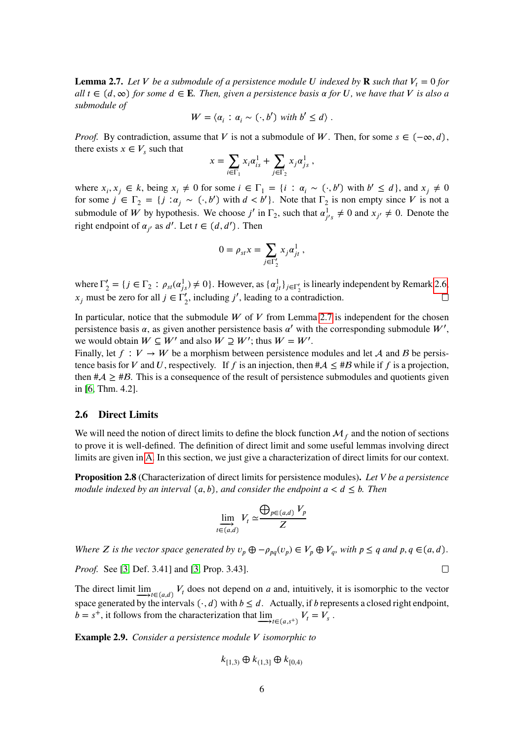**Lemma 2.7.** *Let $V$ be a submodule of a persistence module $U$ indexed by $\mathbf{R}$ such that $V_t = 0$ for all $t \in (d, \infty)$ for some $d \in \mathbf{E}$. Then, given a persistence basis $\alpha$ for $U$, we have that $V$ is also a submodule of*

$$W = \langle \alpha_i : \alpha_i \sim (\cdot, b') \text{ with } b' \leq d \rangle .$$

*Proof.* By contradiction, assume that $V$ is not a submodule of $W$. Then, for some $s \in (-\infty, d)$, there exists $x \in V_s$ such that

$$x = \sum_{i \in \Gamma_1} x_i \alpha^1_{is} + \sum_{j \in \Gamma_2} x_j \alpha^1_{js} ,$$

where $x_i, x_j \in k$, being $x_i \neq 0$ for some $i \in \Gamma_1 = \{i : \alpha_i \sim (\cdot, b') \text{ with } b' \leq d\}$, and $x_j \neq 0$ for some $j \in \Gamma_2 = \{j : \alpha_j \sim (\cdot, b') \text{ with } d < b'\}$. Note that $\Gamma_2$ is non empty since $V$ is not a submodule of $W$ by hypothesis. We choose $j'$ in $\Gamma_2$, such that $\alpha^1_{j's} \neq 0$ and $x_{j'} \neq 0$. Denote the right endpoint of $\alpha_{j'}$ as $d'$. Let $t \in (d, d')$. Then

$$0 = \rho_{st} x = \sum_{j \in \Gamma'_2} x_j \alpha^1_{jt} ,$$

where $\Gamma'_2 = \{j \in \Gamma_2 : \rho_{st}(\alpha^1_{js}) \neq 0\}$. However, as $\{\alpha^1_{jt}\}_{j \in \Gamma'_2}$ is linearly independent by Remark 2.6, $x_j$ must be zero for all $j \in \Gamma'_2$, including $j'$, leading to a contradiction. □

In particular, notice that the submodule $W$ of $V$ from Lemma 2.7 is independent for the chosen persistence basis $\alpha$, as given another persistence basis $\alpha'$ with the corresponding submodule $W'$, we would obtain $W \subseteq W'$ and also $W \supseteq W'$; thus $W = W'$.
Finally, let $f : V \to W$ be a morphism between persistence modules and let $\mathcal{A}$ and $\mathcal{B}$ be persistence basis for $V$ and $U$, respectively. If $f$ is an injection, then $\#\mathcal{A} \leq \#\mathcal{B}$ while if $f$ is a projection, then $\#\mathcal{A} \geq \#\mathcal{B}$. This is a consequence of the result of persistence submodules and quotients given in [6, Thm. 4.2].

### 2.6 Direct Limits

We will need the notion of direct limits to define the block function $\mathcal{M}_f$ and the notion of sections to prove it is well-defined. The definition of direct limit and some useful lemmas involving direct limits are given in A. In this section, we just give a characterization of direct limits for our context.

**Proposition 2.8** (Characterization of direct limits for persistence modules)**.** *Let $V$ be a persistence module indexed by an interval $(a, b)$, and consider the endpoint $a < d \leq b$. Then*

$$\varinjlim_{t \in (a,d)} V_t \simeq \frac{\bigoplus_{p \in (a,d)} V_p}{Z}$$

*Where $Z$ is the vector space generated by $v_p \oplus -\rho_{pq}(v_p) \in V_p \oplus V_q$, with $p \leq q$ and $p, q \in (a, d)$.*

*Proof.* See [3, Def. 3.41] and [3, Prop. 3.43]. □

The direct limit $\varinjlim_{t \in (a,d)} V_t$ does not depend on $a$ and, intuitively, it is isomorphic to the vector space generated by the intervals $(\cdot, d)$ with $b \leq d$. Actually, if $b$ represents a closed right endpoint, $b = s^+$, it follows from the characterization that $\varinjlim_{t \in (a,s^+)} V_t = V_s$ .

**Example 2.9.** *Consider a persistence module $V$ isomorphic to*

$$k_{[1,3)} \oplus k_{(1,3]} \oplus k_{[0,4)}$$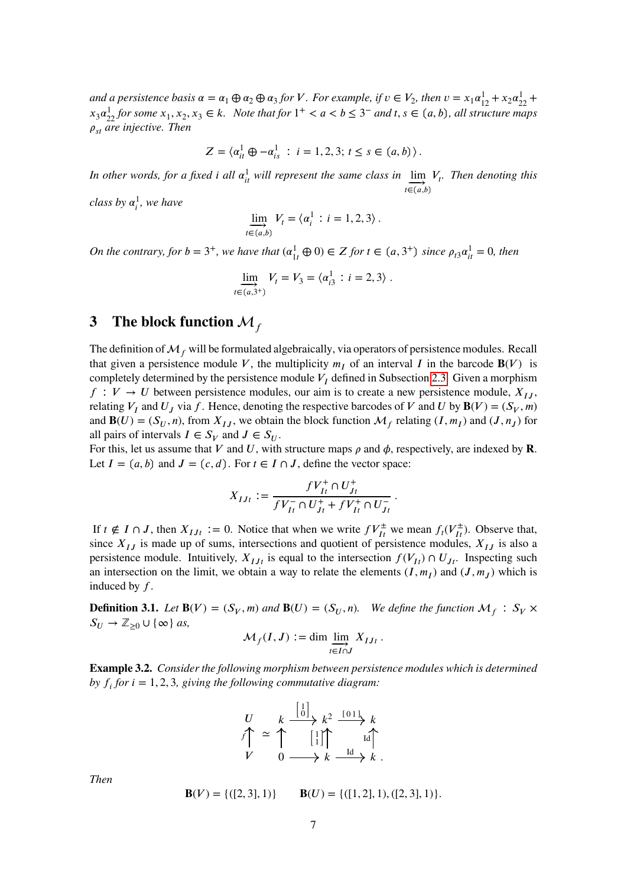*and a persistence basis $\alpha = \alpha_1 \oplus \alpha_2 \oplus \alpha_3$ for $V$. For example, if $v \in V_2$, then $v = x_1\alpha^1_{12} + x_2\alpha^1_{22} + x_3\alpha^1_{22}$ for some $x_1, x_2, x_3 \in k$. Note that for $1^+ < a < b \leq 3^-$ and $t, s \in (a,b)$, all structure maps $\rho_{st}$ are injective. Then*

$$Z = \langle \alpha^1_{it} \oplus -\alpha^1_{is} \;:\; i = 1,2,3;\; t \leq s \in (a,b) \rangle .$$

*In other words, for a fixed $i$ all $\alpha^1_{it}$ will represent the same class in $\varinjlim_{t\in(a,b)} V_t$. Then denoting this class by $\alpha^1_i$, we have*

$$\varinjlim_{t\in(a,b)} V_t = \langle \alpha^1_i \;:\; i = 1,2,3 \rangle .$$

*On the contrary, for $b = 3^+$, we have that $(\alpha^1_{1t} \oplus 0) \in Z$ for $t \in (a, 3^+)$ since $\rho_{t3}\alpha^1_{it} = 0$, then*

$$\varinjlim_{t\in(a,3^+)} V_t = V_3 = \langle \alpha^1_{i3} \;:\; i = 2,3 \rangle .$$

## 3 The block function $\mathcal{M}_f$

The definition of $\mathcal{M}_f$ will be formulated algebraically, via operators of persistence modules. Recall that given a persistence module $V$, the multiplicity $m_I$ of an interval $I$ in the barcode $\mathbf{B}(V)$ is completely determined by the persistence module $V_I$ defined in Subsection 2.3. Given a morphism $f : V \to U$ between persistence modules, our aim is to create a new persistence module, $X_{IJ}$, relating $V_I$ and $U_J$ via $f$. Hence, denoting the respective barcodes of $V$ and $U$ by $\mathbf{B}(V) = (S_V, m)$ and $\mathbf{B}(U) = (S_U, n)$, from $X_{IJ}$, we obtain the block function $\mathcal{M}_f$ relating $(I, m_I)$ and $(J, n_J)$ for all pairs of intervals $I \in S_V$ and $J \in S_U$.
For this, let us assume that $V$ and $U$, with structure maps $\rho$ and $\phi$, respectively, are indexed by $\mathbf{R}$. Let $I = (a,b)$ and $J = (c,d)$. For $t \in I \cap J$, define the vector space:

$$X_{IJt} := \frac{fV^+_{It} \cap U^+_{Jt}}{fV^-_{It} \cap U^+_{Jt} + fV^+_{It} \cap U^-_{Jt}} .$$

If $t \notin I \cap J$, then $X_{IJt} := 0$. Notice that when we write $fV^\pm_{It}$ we mean $f_t(V^\pm_{It})$. Observe that, since $X_{IJ}$ is made up of sums, intersections and quotient of persistence modules, $X_{IJ}$ is also a persistence module. Intuitively, $X_{IJt}$ is equal to the intersection $f(V_{It}) \cap U_{Jt}$. Inspecting such an intersection on the limit, we obtain a way to relate the elements $(I, m_I)$ and $(J, m_J)$ which is induced by $f$.

**Definition 3.1.** *Let $\mathbf{B}(V) = (S_V, m)$ and $\mathbf{B}(U) = (S_U, n)$. We define the function $\mathcal{M}_f : S_V \times S_U \to \mathbb{Z}_{\geq 0} \cup \{\infty\}$ as,*

$$\mathcal{M}_f(I,J) := \dim \varinjlim_{t\in I\cap J} X_{IJt} .$$

**Example 3.2.** *Consider the following morphism between persistence modules which is determined by $f_i$ for $i = 1,2,3$, giving the following commutative diagram:*

$$\begin{array}{ccccccc}
U & & k & \xrightarrow{\left[\begin{smallmatrix}1\\0\end{smallmatrix}\right]} & k^2 & \xrightarrow{[0\;1]} & k \\
{\scriptstyle f}\uparrow & \simeq & \uparrow & & \uparrow{\scriptstyle \left[\begin{smallmatrix}1\\1\end{smallmatrix}\right]} & & \uparrow{\scriptstyle \mathrm{Id}} \\
V & & 0 & \longrightarrow & k & \xrightarrow{\mathrm{Id}} & k .
\end{array}$$

*Then*

$$\mathbf{B}(V) = \{([2,3],1)\} \qquad \mathbf{B}(U) = \{([1,2],1), ([2,3],1)\}.$$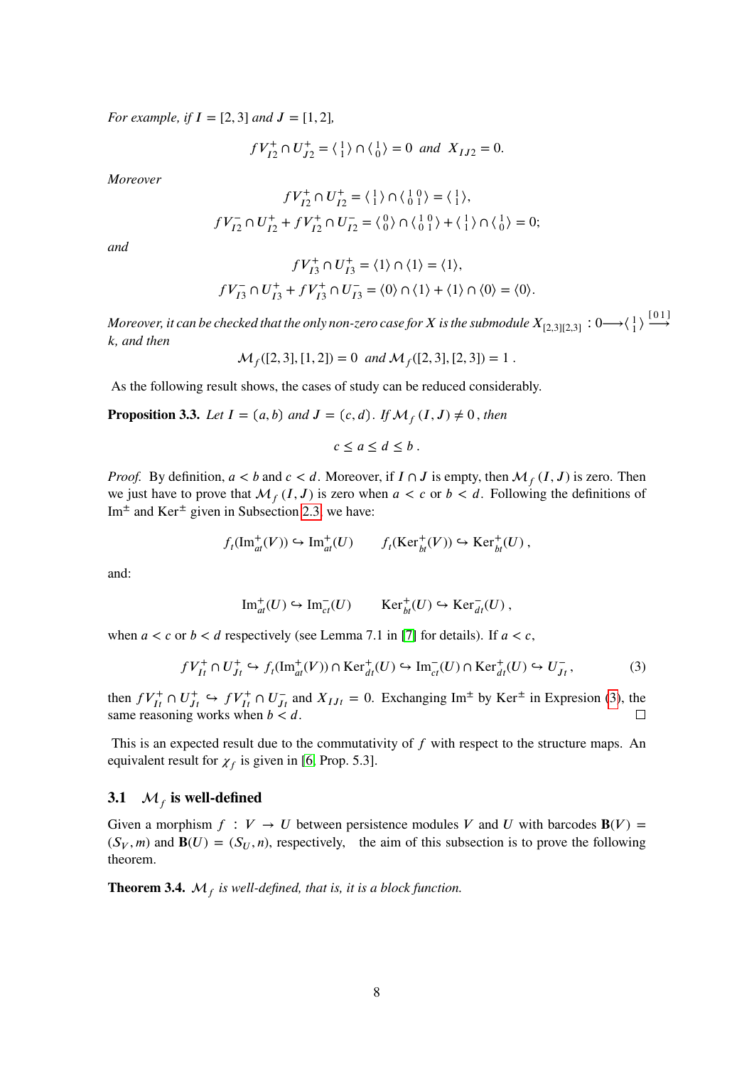*For example, if $I = [2,3]$ and $J = [1,2]$,*

$$fV^+_{I2} \cap U^+_{J2} = \langle \begin{smallmatrix} 1 \\ 1 \end{smallmatrix} \rangle \cap \langle \begin{smallmatrix} 1 \\ 0 \end{smallmatrix} \rangle = 0 \;\; and \;\; X_{IJ2} = 0.$$

*Moreover*

$$fV^+_{I2} \cap U^+_{I2} = \langle \begin{smallmatrix} 1 \\ 1 \end{smallmatrix} \rangle \cap \langle \begin{smallmatrix} 1 & 0 \\ 0 & 1 \end{smallmatrix} \rangle = \langle \begin{smallmatrix} 1 \\ 1 \end{smallmatrix} \rangle,$$

$$fV^-_{I2} \cap U^+_{I2} + fV^+_{I2} \cap U^-_{I2} = \langle \begin{smallmatrix} 0 \\ 0 \end{smallmatrix} \rangle \cap \langle \begin{smallmatrix} 1 & 0 \\ 0 & 1 \end{smallmatrix} \rangle + \langle \begin{smallmatrix} 1 \\ 1 \end{smallmatrix} \rangle \cap \langle \begin{smallmatrix} 1 \\ 0 \end{smallmatrix} \rangle = 0;$$

*and*

$$fV^+_{I3} \cap U^+_{I3} = \langle 1 \rangle \cap \langle 1 \rangle = \langle 1 \rangle,$$

$$fV^-_{I3} \cap U^+_{I3} + fV^+_{I3} \cap U^-_{I3} = \langle 0 \rangle \cap \langle 1 \rangle + \langle 1 \rangle \cap \langle 0 \rangle = \langle 0 \rangle.$$

*Moreover, it can be checked that the only non-zero case for $X$ is the submodule $X_{[2,3][2,3]} : 0 \longrightarrow \langle \begin{smallmatrix} 1 \\ 1 \end{smallmatrix} \rangle \xrightarrow{[0\,1]} k$, and then*

$$\mathcal{M}_f([2,3],[1,2]) = 0 \;\; and \; \mathcal{M}_f([2,3],[2,3]) = 1 \,.$$

As the following result shows, the cases of study can be reduced considerably.

**Proposition 3.3.** *Let $I = (a,b)$ and $J = (c,d)$. If $\mathcal{M}_f(I,J) \neq 0$, then*

$$c \leq a \leq d \leq b\,.$$

*Proof.* By definition, $a < b$ and $c < d$. Moreover, if $I \cap J$ is empty, then $\mathcal{M}_f(I,J)$ is zero. Then we just have to prove that $\mathcal{M}_f(I,J)$ is zero when $a < c$ or $b < d$. Following the definitions of $\mathrm{Im}^\pm$ and $\mathrm{Ker}^\pm$ given in Subsection 2.3, we have:

$$f_t(\mathrm{Im}^+_{at}(V)) \hookrightarrow \mathrm{Im}^+_{at}(U) \qquad f_t(\mathrm{Ker}^+_{bt}(V)) \hookrightarrow \mathrm{Ker}^+_{bt}(U)\,,$$

and:

$$\mathrm{Im}^+_{at}(U) \hookrightarrow \mathrm{Im}^-_{ct}(U) \qquad \mathrm{Ker}^+_{bt}(U) \hookrightarrow \mathrm{Ker}^-_{dt}(U)\,,$$

when $a < c$ or $b < d$ respectively (see Lemma 7.1 in [7] for details). If $a < c$,

$$fV^+_{It} \cap U^+_{Jt} \hookrightarrow f_t(\mathrm{Im}^+_{at}(V)) \cap \mathrm{Ker}^+_{dt}(U) \hookrightarrow \mathrm{Im}^-_{ct}(U) \cap \mathrm{Ker}^+_{dt}(U) \hookrightarrow U^-_{Jt}\,, \tag{3}$$

then $fV^+_{It} \cap U^+_{Jt} \hookrightarrow fV^+_{It} \cap U^-_{Jt}$ and $X_{IJt} = 0$. Exchanging $\mathrm{Im}^\pm$ by $\mathrm{Ker}^\pm$ in Expresion (3), the same reasoning works when $b < d$. □

This is an expected result due to the commutativity of $f$ with respect to the structure maps. An equivalent result for $\chi_f$ is given in [6, Prop. 5.3].

### 3.1 $\mathcal{M}_f$ is well-defined

Given a morphism $f : V \to U$ between persistence modules $V$ and $U$ with barcodes $\mathbf{B}(V) = (S_V, m)$ and $\mathbf{B}(U) = (S_U, n)$, respectively, the aim of this subsection is to prove the following theorem.

**Theorem 3.4.** *$\mathcal{M}_f$ is well-defined, that is, it is a block function.*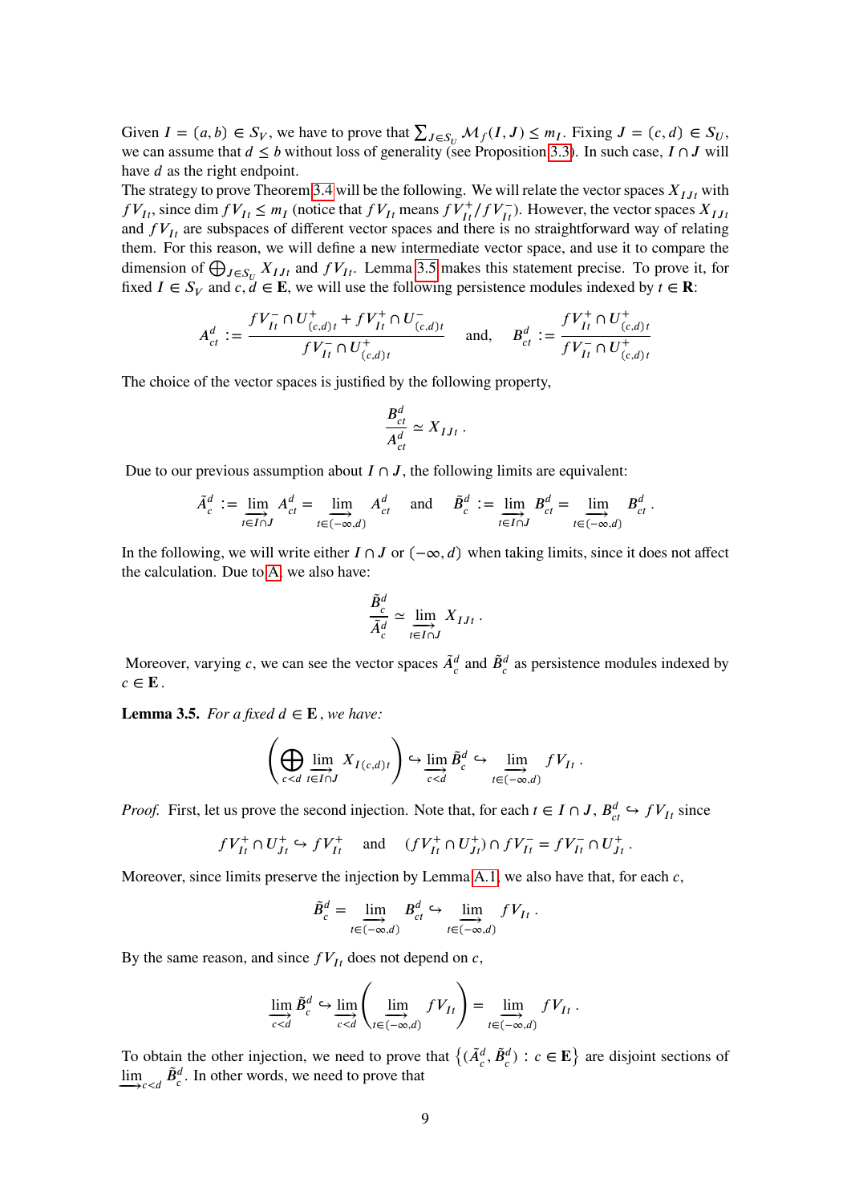Given $I = (a, b) \in S_V$, we have to prove that $\sum_{J \in S_U} \mathcal{M}_f(I, J) \leq m_I$. Fixing $J = (c, d) \in S_U$, we can assume that $d \leq b$ without loss of generality (see Proposition 3.3). In such case, $I \cap J$ will have $d$ as the right endpoint.

The strategy to prove Theorem 3.4 will be the following. We will relate the vector spaces $X_{IJt}$ with $fV_{It}$, since $\dim fV_{It} \leq m_I$ (notice that $fV_{It}$ means $fV_{It}^+/fV_{It}^-$). However, the vector spaces $X_{IJt}$ and $fV_{It}$ are subspaces of different vector spaces and there is no straightforward way of relating them. For this reason, we will define a new intermediate vector space, and use it to compare the dimension of $\bigoplus_{J \in S_U} X_{IJt}$ and $fV_{It}$. Lemma 3.5 makes this statement precise. To prove it, for fixed $I \in S_V$ and $c, d \in \mathbf{E}$, we will use the following persistence modules indexed by $t \in \mathbf{R}$:

$$
A_{ct}^d := \frac{fV_{It}^- \cap U_{(c,d)t}^+ + fV_{It}^+ \cap U_{(c,d)t}^-}{fV_{It}^- \cap U_{(c,d)t}^+} \quad \text{and,} \quad B_{ct}^d := \frac{fV_{It}^+ \cap U_{(c,d)t}^+}{fV_{It}^- \cap U_{(c,d)t}^+}
$$

The choice of the vector spaces is justified by the following property,

$$
\frac{B_{ct}^d}{A_{ct}^d} \simeq X_{IJt} \,.
$$

Due to our previous assumption about $I \cap J$, the following limits are equivalent:

$$
\tilde{A}_c^d := \varinjlim_{t \in I \cap J} A_{ct}^d = \varinjlim_{t \in (-\infty, d)} A_{ct}^d \quad \text{and} \quad \tilde{B}_c^d := \varinjlim_{t \in I \cap J} B_{ct}^d = \varinjlim_{t \in (-\infty, d)} B_{ct}^d \,.
$$

In the following, we will write either $I \cap J$ or $(-\infty, d)$ when taking limits, since it does not affect the calculation. Due to A, we also have:

$$
\frac{\tilde{B}_c^d}{\tilde{A}_c^d} \simeq \varinjlim_{t \in I \cap J} X_{IJt} \,.
$$

Moreover, varying $c$, we can see the vector spaces $\tilde{A}_c^d$ and $\tilde{B}_c^d$ as persistence modules indexed by $c \in \mathbf{E}$.

**Lemma 3.5.** *For a fixed $d \in \mathbf{E}$, we have:*

$$
\left( \bigoplus_{c<d} \varinjlim_{t \in I \cap J} X_{I(c,d)t} \right) \hookrightarrow \varinjlim_{c<d} \tilde{B}_c^d \hookrightarrow \varinjlim_{t \in (-\infty, d)} fV_{It} \,.
$$

*Proof.* First, let us prove the second injection. Note that, for each $t \in I \cap J$, $B_{ct}^d \hookrightarrow fV_{It}$ since

$$
fV_{It}^+ \cap U_{Jt}^+ \hookrightarrow fV_{It}^+ \quad \text{and} \quad (fV_{It}^+ \cap U_{Jt}^+) \cap fV_{It}^- = fV_{It}^- \cap U_{Jt}^+ \,.
$$

Moreover, since limits preserve the injection by Lemma A.1, we also have that, for each $c$,

$$
\tilde{B}_c^d = \varinjlim_{t \in (-\infty, d)} B_{ct}^d \hookrightarrow \varinjlim_{t \in (-\infty, d)} fV_{It} \,.
$$

By the same reason, and since $fV_{It}$ does not depend on $c$,

$$
\varinjlim_{c<d} \tilde{B}_c^d \hookrightarrow \varinjlim_{c<d} \left( \varinjlim_{t \in (-\infty, d)} fV_{It} \right) = \varinjlim_{t \in (-\infty, d)} fV_{It} \,.
$$

To obtain the other injection, we need to prove that $\left\{ (\tilde{A}_c^d, \tilde{B}_c^d) : c \in \mathbf{E} \right\}$ are disjoint sections of $\varinjlim_{c<d} \tilde{B}_c^d$. In other words, we need to prove that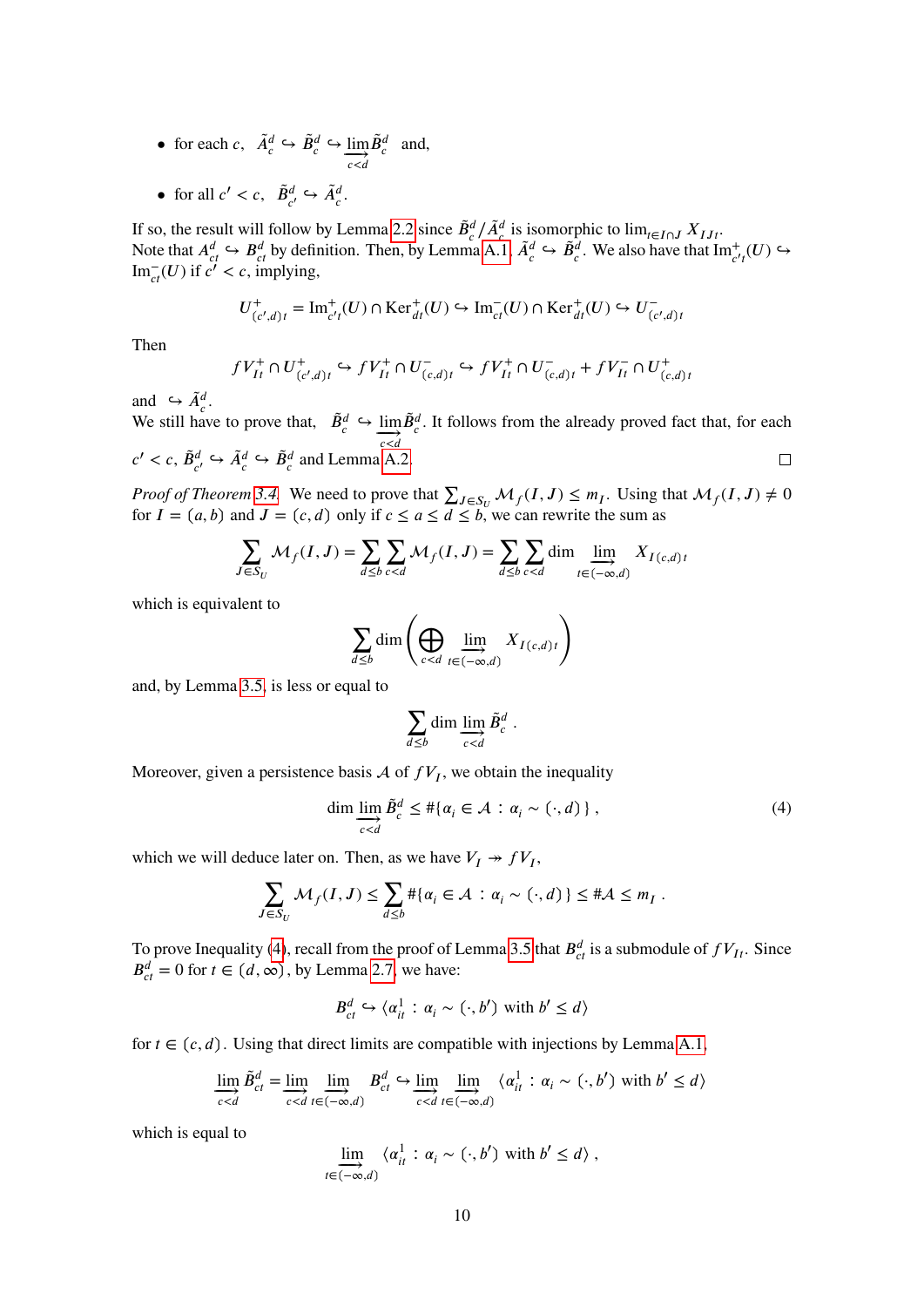- for each $c$, $\tilde{A}_c^d \hookrightarrow \tilde{B}_c^d \hookrightarrow \varinjlim_{c<d} \tilde{B}_c^d$ and,
- for all $c' < c$, $\tilde{B}_{c'}^d \hookrightarrow \tilde{A}_c^d$.

If so, the result will follow by Lemma 2.2 since $\tilde{B}_c^d/\tilde{A}_c^d$ is isomorphic to $\lim_{t \in I \cap J} X_{IJt}$. Note that $A_{ct}^d \hookrightarrow B_{ct}^d$ by definition. Then, by Lemma A.1, $\tilde{A}_c^d \hookrightarrow \tilde{B}_c^d$. We also have that $\mathrm{Im}_{c't}^+(U) \hookrightarrow \mathrm{Im}_{ct}^-(U)$ if $c' < c$, implying,

$$U_{(c',d)t}^+ = \mathrm{Im}_{c't}^+(U) \cap \mathrm{Ker}_{dt}^+(U) \hookrightarrow \mathrm{Im}_{ct}^-(U) \cap \mathrm{Ker}_{dt}^+(U) \hookrightarrow U_{(c',d)t}^-$$

Then

$$fV_{It}^+ \cap U_{(c',d)t}^+ \hookrightarrow fV_{It}^+ \cap U_{(c,d)t}^- \hookrightarrow fV_{It}^+ \cap U_{(c,d)t}^- + fV_{It}^- \cap U_{(c,d)t}^+$$

and $\hookrightarrow \tilde{A}_c^d$.
We still have to prove that, $\tilde{B}_c^d \hookrightarrow \varinjlim_{c<d} \tilde{B}_c^d$. It follows from the already proved fact that, for each $c' < c$, $\tilde{B}_{c'}^d \hookrightarrow \tilde{A}_c^d \hookrightarrow \tilde{B}_c^d$ and Lemma A.2. $\square$

*Proof of Theorem 3.4.* We need to prove that $\sum_{J \in S_U} \mathcal{M}_f(I,J) \leq m_I$. Using that $\mathcal{M}_f(I,J) \neq 0$ for $I = (a,b)$ and $J = (c,d)$ only if $c \leq a \leq d \leq b$, we can rewrite the sum as

$$\sum_{J \in S_U} \mathcal{M}_f(I,J) = \sum_{d \leq b} \sum_{c<d} \mathcal{M}_f(I,J) = \sum_{d \leq b} \sum_{c<d} \dim \varinjlim_{t \in (-\infty,d)} X_{I(c,d)t}$$

which is equivalent to

$$\sum_{d \leq b} \dim \left( \bigoplus_{c<d} \varinjlim_{t \in (-\infty,d)} X_{I(c,d)t} \right)$$

and, by Lemma 3.5, is less or equal to

$$\sum_{d \leq b} \dim \varinjlim_{c<d} \tilde{B}_c^d \ .$$

Moreover, given a persistence basis $\mathcal{A}$ of $fV_I$, we obtain the inequality

$$\dim \varinjlim_{c<d} \tilde{B}_c^d \leq \#\{\alpha_i \in \mathcal{A} \, : \, \alpha_i \sim (\cdot, d)\} \,, \tag{4}$$

which we will deduce later on. Then, as we have $V_I \twoheadrightarrow fV_I$,

$$\sum_{J \in S_U} \mathcal{M}_f(I,J) \leq \sum_{d \leq b} \#\{\alpha_i \in \mathcal{A} \, : \, \alpha_i \sim (\cdot, d)\} \leq \#\mathcal{A} \leq m_I \ .$$

To prove Inequality (4), recall from the proof of Lemma 3.5 that $B_{ct}^d$ is a submodule of $fV_{It}$. Since $B_{ct}^d = 0$ for $t \in (d, \infty)$, by Lemma 2.7, we have:

$$B_{ct}^d \hookrightarrow \langle \alpha_{it}^1 \, : \, \alpha_i \sim (\cdot, b') \text{ with } b' \leq d \rangle$$

for $t \in (c,d)$. Using that direct limits are compatible with injections by Lemma A.1,

$$\varinjlim_{c<d} \tilde{B}_{ct}^d = \varinjlim_{c<d} \varinjlim_{t \in (-\infty,d)} B_{ct}^d \hookrightarrow \varinjlim_{c<d} \varinjlim_{t \in (-\infty,d)} \langle \alpha_{it}^1 \, : \, \alpha_i \sim (\cdot, b') \text{ with } b' \leq d \rangle$$

which is equal to

$$\varinjlim_{t \in (-\infty,d)} \langle \alpha_{it}^1 \, : \, \alpha_i \sim (\cdot, b') \text{ with } b' \leq d \rangle \,,$$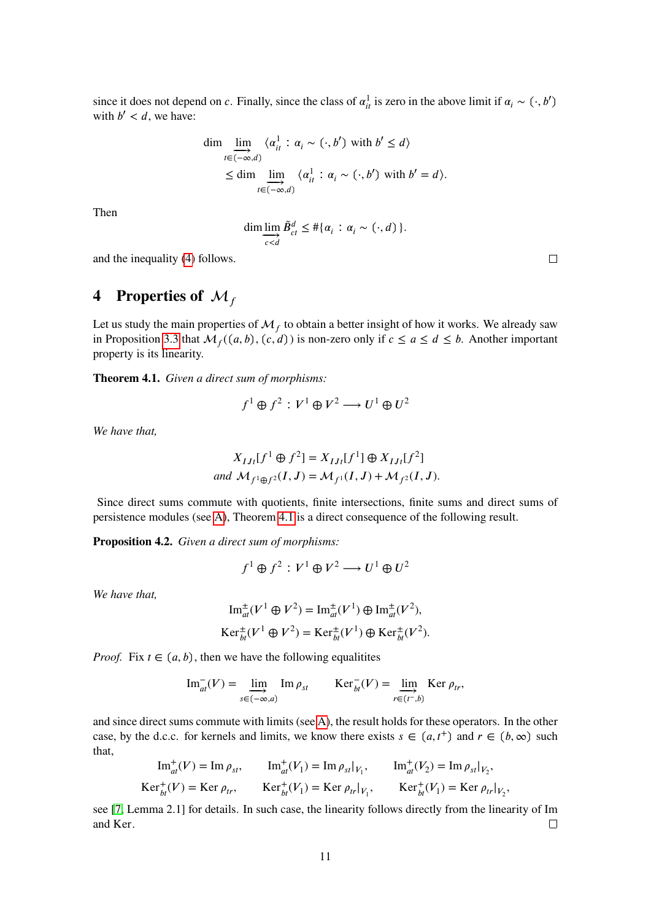since it does not depend on $c$. Finally, since the class of $\alpha^1_{it}$ is zero in the above limit if $\alpha_i \sim (\cdot, b')$ with $b' < d$, we have:

$$\dim \varinjlim_{t\in(-\infty,d)} \langle \alpha^1_{it} : \alpha_i \sim (\cdot, b') \text{ with } b' \leq d\rangle$$
$$\leq \dim \varinjlim_{t\in(-\infty,d)} \langle \alpha^1_{it} : \alpha_i \sim (\cdot, b') \text{ with } b' = d\rangle.$$

Then

$$\dim \varinjlim_{c<d} \tilde{B}^d_{ct} \leq \#\{\alpha_i : \alpha_i \sim (\cdot, d)\}.$$

and the inequality (4) follows. □

# 4 Properties of $\mathcal{M}_f$

Let us study the main properties of $\mathcal{M}_f$ to obtain a better insight of how it works. We already saw in Proposition 3.3 that $\mathcal{M}_f((a,b),(c,d))$ is non-zero only if $c \leq a \leq d \leq b$. Another important property is its linearity.

**Theorem 4.1.** *Given a direct sum of morphisms:*

$$f^1 \oplus f^2 : V^1 \oplus V^2 \longrightarrow U^1 \oplus U^2$$

*We have that,*

$$X_{IJt}[f^1 \oplus f^2] = X_{IJt}[f^1] \oplus X_{IJt}[f^2]$$
$$\text{and } \mathcal{M}_{f^1\oplus f^2}(I,J) = \mathcal{M}_{f^1}(I,J) + \mathcal{M}_{f^2}(I,J).$$

Since direct sums commute with quotients, finite intersections, finite sums and direct sums of persistence modules (see A), Theorem 4.1 is a direct consequence of the following result.

**Proposition 4.2.** *Given a direct sum of morphisms:*

$$f^1 \oplus f^2 : V^1 \oplus V^2 \longrightarrow U^1 \oplus U^2$$

*We have that,*

$$\mathrm{Im}^{\pm}_{at}(V^1 \oplus V^2) = \mathrm{Im}^{\pm}_{at}(V^1) \oplus \mathrm{Im}^{\pm}_{at}(V^2),$$
$$\mathrm{Ker}^{\pm}_{bt}(V^1 \oplus V^2) = \mathrm{Ker}^{\pm}_{bt}(V^1) \oplus \mathrm{Ker}^{\pm}_{bt}(V^2).$$

*Proof.* Fix $t \in (a,b)$, then we have the following equalitites

$$\mathrm{Im}^{-}_{at}(V) = \varinjlim_{s\in(-\infty,a)} \mathrm{Im}\,\rho_{st} \qquad \mathrm{Ker}^{-}_{bt}(V) = \varinjlim_{r\in(t^-,b)} \mathrm{Ker}\,\rho_{tr},$$

and since direct sums commute with limits (see A), the result holds for these operators. In the other case, by the d.c.c. for kernels and limits, we know there exists $s \in (a,t^+)$ and $r \in (b,\infty)$ such that,

$$\mathrm{Im}^{+}_{at}(V) = \mathrm{Im}\,\rho_{st}, \qquad \mathrm{Im}^{+}_{at}(V_1) = \mathrm{Im}\,\rho_{st}|_{V_1}, \qquad \mathrm{Im}^{+}_{at}(V_2) = \mathrm{Im}\,\rho_{st}|_{V_2},$$
$$\mathrm{Ker}^{+}_{bt}(V) = \mathrm{Ker}\,\rho_{tr}, \qquad \mathrm{Ker}^{+}_{bt}(V_1) = \mathrm{Ker}\,\rho_{tr}|_{V_1}, \qquad \mathrm{Ker}^{+}_{bt}(V_1) = \mathrm{Ker}\,\rho_{tr}|_{V_2},$$

see [7, Lemma 2.1] for details. In such case, the linearity follows directly from the linearity of Im and Ker. □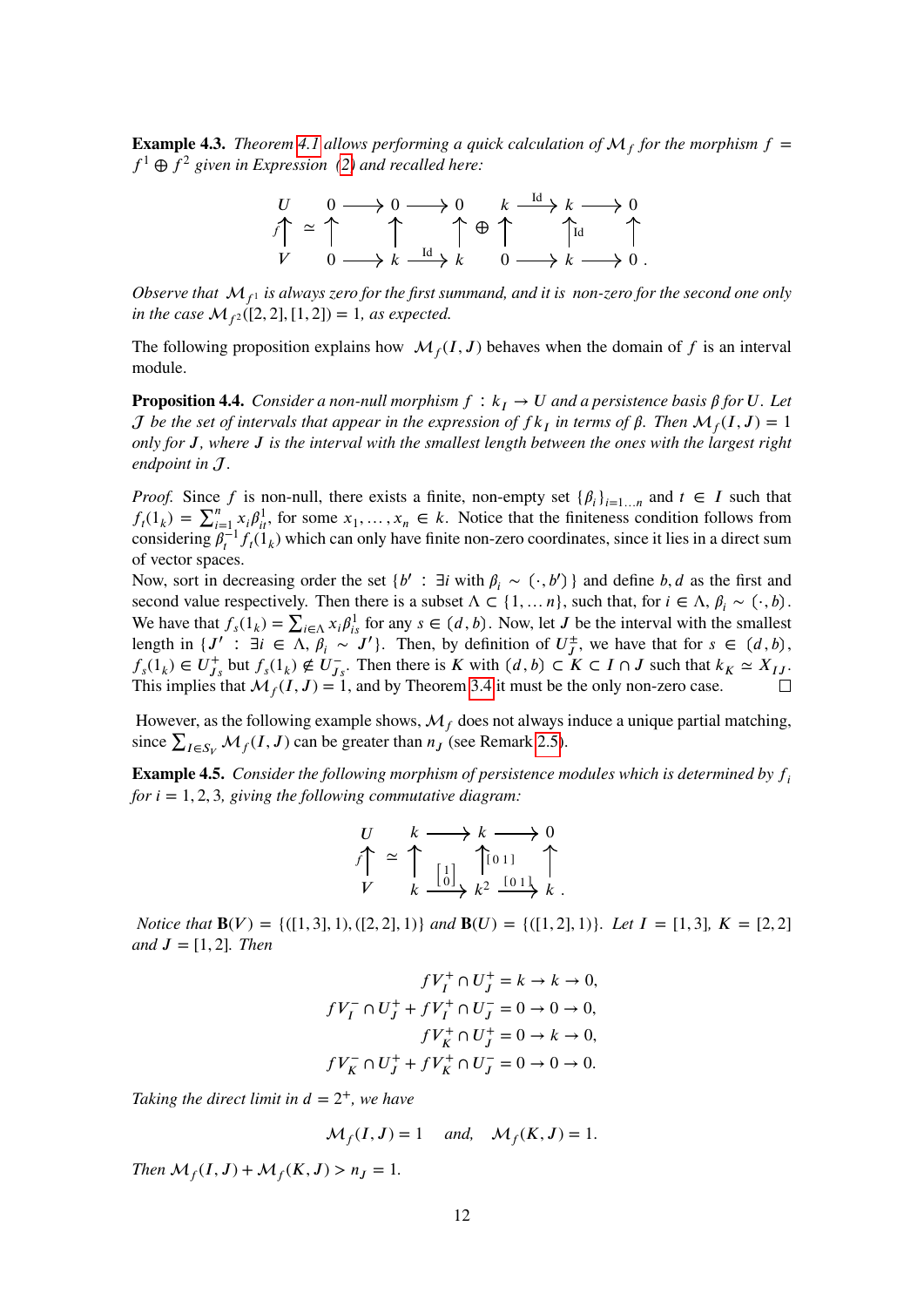**Example 4.3.** *Theorem 4.1 allows performing a quick calculation of $\mathcal{M}_f$ for the morphism $f = f^1 \oplus f^2$ given in Expression (2) and recalled here:*

$$
\begin{array}{ccc}
U \\ f\uparrow \\ V
\end{array}
\simeq
\begin{array}{ccccc}
0 & \longrightarrow & 0 & \longrightarrow & 0 \\
\uparrow & & \uparrow & & \uparrow \\
0 & \longrightarrow & k & \xrightarrow{\text{Id}} & k
\end{array}
\oplus
\begin{array}{ccccc}
k & \xrightarrow{\text{Id}} & k & \longrightarrow & 0 \\
\uparrow & & \uparrow{\scriptstyle \text{Id}} & & \uparrow \\
0 & \longrightarrow & k & \longrightarrow & 0
\end{array}.
$$

*Observe that $\mathcal{M}_{f^1}$ is always zero for the first summand, and it is non-zero for the second one only in the case $\mathcal{M}_{f^2}([2,2],[1,2]) = 1$, as expected.*

The following proposition explains how $\mathcal{M}_f(I, J)$ behaves when the domain of $f$ is an interval module.

**Proposition 4.4.** *Consider a non-null morphism $f : k_I \to U$ and a persistence basis $\beta$ for $U$. Let $\mathcal{J}$ be the set of intervals that appear in the expression of $f k_I$ in terms of $\beta$. Then $\mathcal{M}_f(I, J) = 1$ only for $J$, where $J$ is the interval with the smallest length between the ones with the largest right endpoint in $\mathcal{J}$.*

*Proof.* Since $f$ is non-null, there exists a finite, non-empty set $\{\beta_i\}_{i=1\ldots n}$ and $t \in I$ such that $f_t(1_k) = \sum_{i=1}^{n} x_i \beta_{it}^1$, for some $x_1, \ldots, x_n \in k$. Notice that the finiteness condition follows from considering $\beta_t^{-1} f_t(1_k)$ which can only have finite non-zero coordinates, since it lies in a direct sum of vector spaces.
Now, sort in decreasing order the set $\{b' : \exists i \text{ with } \beta_i \sim \langle \cdot, b'\rangle\}$ and define $b, d$ as the first and second value respectively. Then there is a subset $\Lambda \subset \{1, \ldots n\}$, such that, for $i \in \Lambda$, $\beta_i \sim \langle \cdot, b\rangle$. We have that $f_s(1_k) = \sum_{i\in\Lambda} x_i \beta_{is}^1$ for any $s \in \langle d, b\rangle$. Now, let $J$ be the interval with the smallest length in $\{J' : \exists i \in \Lambda,\ \beta_i \sim J'\}$. Then, by definition of $U_J^{\pm}$, we have that for $s \in \langle d, b\rangle$, $f_s(1_k) \in U_{Js}^{+}$ but $f_s(1_k) \notin U_{Js}^{-}$. Then there is $K$ with $\langle d, b\rangle \subset K \subset I \cap J$ such that $k_K \simeq X_{IJ}$. This implies that $\mathcal{M}_f(I, J) = 1$, and by Theorem 3.4 it must be the only non-zero case. $\square$

However, as the following example shows, $\mathcal{M}_f$ does not always induce a unique partial matching, since $\sum_{I\in S_V} \mathcal{M}_f(I, J)$ can be greater than $n_J$ (see Remark 2.5).

**Example 4.5.** *Consider the following morphism of persistence modules which is determined by $f_i$ for $i = 1, 2, 3$, giving the following commutative diagram:*

$$
\begin{array}{ccc}
U \\ f\uparrow \\ V
\end{array}
\simeq
\begin{array}{ccccc}
k & \longrightarrow & k & \longrightarrow & 0 \\
\uparrow & & \uparrow{\scriptstyle [0\ 1]} & & \uparrow \\
k & \xrightarrow{\left[\begin{smallmatrix}1\\0\end{smallmatrix}\right]} & k^2 & \xrightarrow{[0\ 1]} & k
\end{array}.
$$

*Notice that $\mathbf{B}(V) = \{([1,3],1), ([2,2],1)\}$ and $\mathbf{B}(U) = \{([1,2],1)\}$. Let $I = [1,3]$, $K = [2,2]$ and $J = [1,2]$. Then*

$$
\begin{aligned}
fV_I^+ \cap U_J^+ &= k \to k \to 0, \\
fV_I^- \cap U_J^+ + fV_I^+ \cap U_J^- &= 0 \to 0 \to 0, \\
fV_K^+ \cap U_J^+ &= 0 \to k \to 0, \\
fV_K^- \cap U_J^+ + fV_K^+ \cap U_J^- &= 0 \to 0 \to 0.
\end{aligned}
$$

*Taking the direct limit in $d = 2^+$, we have*

$$
\mathcal{M}_f(I, J) = 1 \quad \text{and,} \quad \mathcal{M}_f(K, J) = 1.
$$

*Then $\mathcal{M}_f(I, J) + \mathcal{M}_f(K, J) > n_J = 1$.*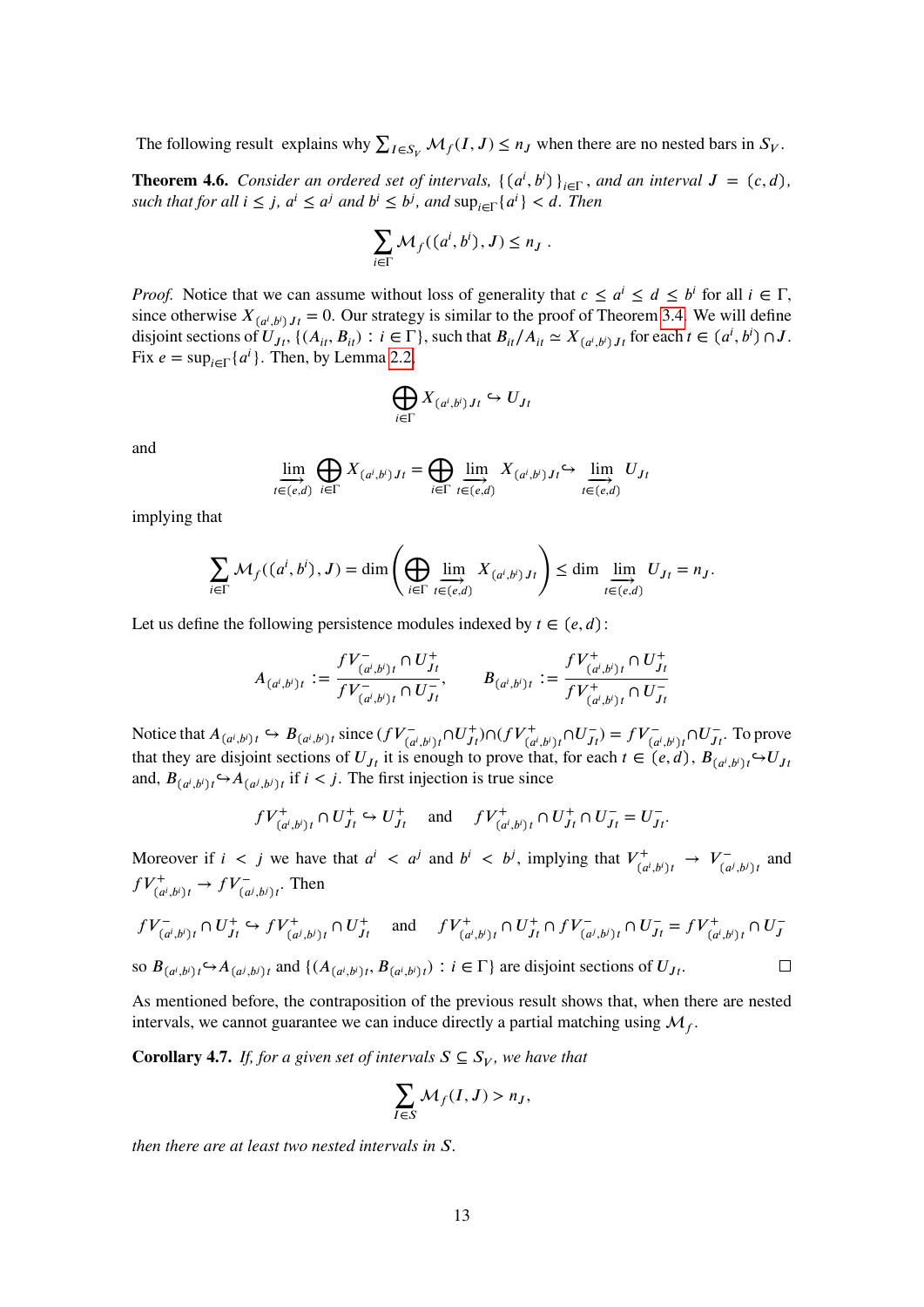The following result explains why $\sum_{I\in S_V} \mathcal{M}_f(I,J) \le n_J$ when there are no nested bars in $S_V$.

**Theorem 4.6.** *Consider an ordered set of intervals, $\{(a^i,b^i)\}_{i\in\Gamma}$, and an interval $J=(c,d)$, such that for all $i \le j$, $a^i \le a^j$ and $b^i \le b^j$, and $\sup_{i\in\Gamma}\{a^i\} < d$. Then*

$$\sum_{i\in\Gamma} \mathcal{M}_f((a^i,b^i),J) \le n_J \ .$$

*Proof.* Notice that we can assume without loss of generality that $c \le a^i \le d \le b^i$ for all $i \in \Gamma$, since otherwise $X_{(a^i,b^i)Jt} = 0$. Our strategy is similar to the proof of Theorem 3.4. We will define disjoint sections of $U_{Jt}$, $\{(A_{it}, B_{it}) : i \in \Gamma\}$, such that $B_{it}/A_{it} \simeq X_{(a^i,b^i)Jt}$ for each $t \in (a^i,b^i)\cap J$. Fix $e = \sup_{i\in\Gamma}\{a^i\}$. Then, by Lemma 2.2,

$$\bigoplus_{i\in\Gamma} X_{(a^i,b^i)Jt} \hookrightarrow U_{Jt}$$

and

$$\varinjlim_{t\in(e,d)} \bigoplus_{i\in\Gamma} X_{(a^i,b^i)Jt} = \bigoplus_{i\in\Gamma} \varinjlim_{t\in(e,d)} X_{(a^i,b^i)Jt} \hookrightarrow \varinjlim_{t\in(e,d)} U_{Jt}$$

implying that

$$\sum_{i\in\Gamma} \mathcal{M}_f((a^i,b^i),J) = \dim\left(\bigoplus_{i\in\Gamma} \varinjlim_{t\in(e,d)} X_{(a^i,b^i)Jt}\right) \le \dim \varinjlim_{t\in(e,d)} U_{Jt} = n_J.$$

Let us define the following persistence modules indexed by $t \in (e,d)$:

$$A_{(a^i,b^i)t} := \frac{fV^-_{(a^i,b^i)t} \cap U^+_{Jt}}{fV^-_{(a^i,b^i)t} \cap U^-_{Jt}}, \qquad B_{(a^i,b^i)t} := \frac{fV^+_{(a^i,b^i)t} \cap U^+_{Jt}}{fV^+_{(a^i,b^i)t} \cap U^-_{Jt}}$$

Notice that $A_{(a^i,b^i)t} \hookrightarrow B_{(a^i,b^i)t}$ since $(fV^-_{(a^i,b^i)t} \cap U^+_{Jt}) \cap (fV^+_{(a^i,b^i)t} \cap U^-_{Jt}) = fV^-_{(a^i,b^i)t} \cap U^-_{Jt}$. To prove that they are disjoint sections of $U_{Jt}$ it is enough to prove that, for each $t \in (e,d)$, $B_{(a^i,b^i)t} \hookrightarrow U_{Jt}$ and, $B_{(a^i,b^i)t} \hookrightarrow A_{(a^j,b^j)t}$ if $i < j$. The first injection is true since

$$fV^+_{(a^i,b^i)t} \cap U^+_{Jt} \hookrightarrow U^+_{Jt} \quad \text{and} \quad fV^+_{(a^i,b^i)t} \cap U^+_{Jt} \cap U^-_{Jt} = U^-_{Jt}.$$

Moreover if $i < j$ we have that $a^i < a^j$ and $b^i < b^j$, implying that $V^+_{(a^i,b^i)t} \to V^-_{(a^j,b^j)t}$ and $fV^+_{(a^i,b^i)t} \to fV^-_{(a^j,b^j)t}$. Then

$$fV^-_{(a^i,b^i)t} \cap U^+_{Jt} \hookrightarrow fV^+_{(a^j,b^j)t} \cap U^+_{Jt} \quad \text{and} \quad fV^+_{(a^i,b^i)t} \cap U^+_{Jt} \cap fV^-_{(a^j,b^j)t} \cap U^-_{Jt} = fV^+_{(a^i,b^i)t} \cap U^-_{J}$$

so $B_{(a^i,b^i)t} \hookrightarrow A_{(a^j,b^j)t}$ and $\{(A_{(a^i,b^i)t}, B_{(a^i,b^i)t}) : i \in \Gamma\}$ are disjoint sections of $U_{Jt}$. □

As mentioned before, the contraposition of the previous result shows that, when there are nested intervals, we cannot guarantee we can induce directly a partial matching using $\mathcal{M}_f$.

**Corollary 4.7.** *If, for a given set of intervals $S \subseteq S_V$, we have that*

$$\sum_{I\in S} \mathcal{M}_f(I,J) > n_J,$$

*then there are at least two nested intervals in $S$.*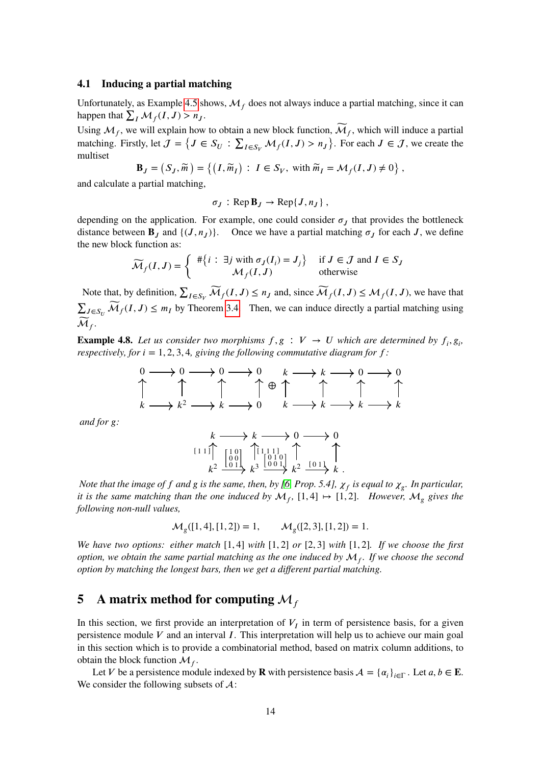### 4.1 Inducing a partial matching

Unfortunately, as Example 4.5 shows, $\mathcal{M}_f$ does not always induce a partial matching, since it can happen that $\sum_I \mathcal{M}_f(I,J) > n_J$.

Using $\mathcal{M}_f$, we will explain how to obtain a new block function, $\widetilde{\mathcal{M}}_f$, which will induce a partial matching. Firstly, let $\mathcal{J} = \left\{ J \in S_U \,:\, \sum_{I\in S_V} \mathcal{M}_f(I,J) > n_J \right\}$. For each $J \in \mathcal{J}$, we create the multiset

$$\mathbf{B}_J = \left(S_J, \widetilde{m}\right) = \left\{ \left(I, \widetilde{m}_I\right) \,:\, I \in S_V, \text{ with } \widetilde{m}_I = \mathcal{M}_f(I,J) \neq 0 \right\},$$

and calculate a partial matching,

$$\sigma_J \,:\, \operatorname{Rep} \mathbf{B}_J \to \operatorname{Rep}\{J, n_J\},$$

depending on the application. For example, one could consider $\sigma_J$ that provides the bottleneck distance between $\mathbf{B}_J$ and $\{(J, n_J)\}$. Once we have a partial matching $\sigma_J$ for each $J$, we define the new block function as:

$$\widetilde{\mathcal{M}}_f(I,J) = \begin{cases} \#\left\{ i \,:\, \exists j \text{ with } \sigma_J(I_i) = J_j \right\} & \text{if } J \in \mathcal{J} \text{ and } I \in S_J \\ \mathcal{M}_f(I,J) & \text{otherwise} \end{cases}$$

Note that, by definition, $\sum_{I\in S_V} \widetilde{\mathcal{M}}_f(I,J) \leq n_J$ and, since $\widetilde{\mathcal{M}}_f(I,J) \leq \mathcal{M}_f(I,J)$, we have that $\sum_{J\in S_U} \widetilde{\mathcal{M}}_f(I,J) \leq m_I$ by Theorem 3.4. Then, we can induce directly a partial matching using $\widetilde{\mathcal{M}}_f$.

**Example 4.8.** *Let us consider two morphisms $f, g \,:\, V \to U$ which are determined by $f_i, g_i$, respectively, for $i = 1, 2, 3, 4$, giving the following commutative diagram for $f$:*

$$\begin{array}{ccccccc} 0 & \longrightarrow & 0 & \longrightarrow & 0 & \longrightarrow & 0 \\ \uparrow & & \uparrow & & \uparrow & & \uparrow \\ k & \longrightarrow & k^2 & \longrightarrow & k & \longrightarrow & 0 \end{array} \;\oplus\; \begin{array}{ccccccc} k & \longrightarrow & k & \longrightarrow & 0 & \longrightarrow & 0 \\ \uparrow & & \uparrow & & \uparrow & & \uparrow \\ k & \longrightarrow & k & \longrightarrow & k & \longrightarrow & k \end{array}$$

*and for $g$:*

$$\begin{array}{ccccccc} k & \longrightarrow & k & \longrightarrow & 0 & \longrightarrow & 0 \\ {\scriptstyle [1\;1]}\uparrow & & \uparrow{\scriptstyle [1\;1\;1]} & & \uparrow & & \uparrow \\ k^2 & \xrightarrow{\left[\begin{smallmatrix}1&0\\0&0\\0&1\end{smallmatrix}\right]} & k^3 & \xrightarrow{\left[\begin{smallmatrix}0&1&0\\0&0&1\end{smallmatrix}\right]} & k^2 & \xrightarrow{[0\;1]} & k\,. \end{array}$$

*Note that the image of $f$ and $g$ is the same, then, by [6, Prop. 5.4], $\chi_f$ is equal to $\chi_g$. In particular, it is the same matching than the one induced by $\mathcal{M}_f$, $[1,4] \mapsto [1,2]$. However, $\mathcal{M}_g$ gives the following non-null values,*

$$\mathcal{M}_g([1,4],[1,2]) = 1, \qquad \mathcal{M}_g([2,3],[1,2]) = 1.$$

*We have two options: either match $[1,4]$ with $[1,2]$ or $[2,3]$ with $[1,2]$. If we choose the first option, we obtain the same partial matching as the one induced by $\mathcal{M}_f$. If we choose the second option by matching the longest bars, then we get a different partial matching.*

## 5 A matrix method for computing $\mathcal{M}_f$

In this section, we first provide an interpretation of $V_I$ in term of persistence basis, for a given persistence module $V$ and an interval $I$. This interpretation will help us to achieve our main goal in this section which is to provide a combinatorial method, based on matrix column additions, to obtain the block function $\mathcal{M}_f$.

Let $V$ be a persistence module indexed by $\mathbf{R}$ with persistence basis $\mathcal{A} = \{\alpha_i\}_{i\in\Gamma}$. Let $a, b \in \mathbf{E}$. We consider the following subsets of $\mathcal{A}$: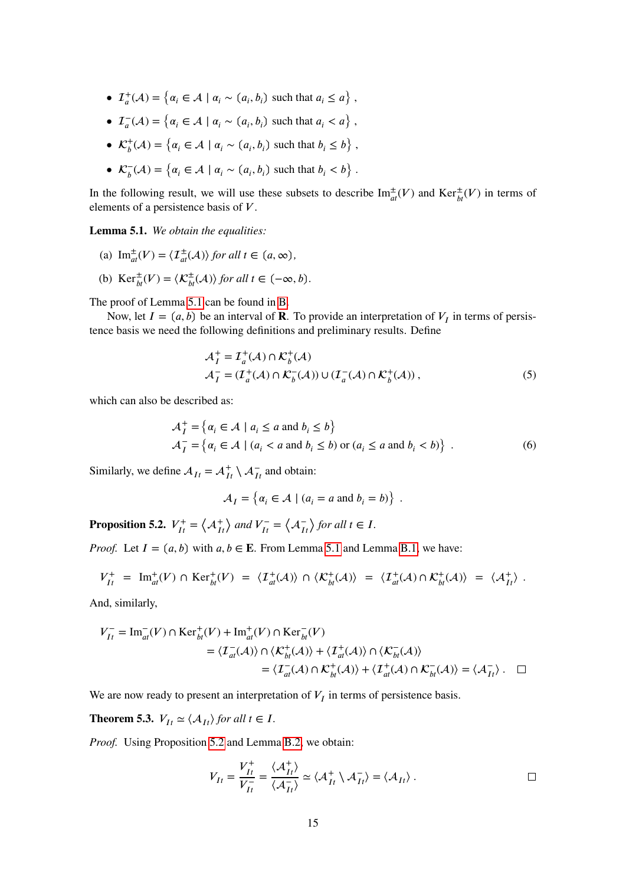- $\mathcal{I}^+_a(\mathcal{A}) = \left\{ \alpha_i \in \mathcal{A} \mid \alpha_i \sim (a_i, b_i) \text{ such that } a_i \leq a \right\}$ ,
- $\mathcal{I}^-_a(\mathcal{A}) = \left\{ \alpha_i \in \mathcal{A} \mid \alpha_i \sim (a_i, b_i) \text{ such that } a_i < a \right\}$ ,
- $\mathcal{K}^+_b(\mathcal{A}) = \left\{ \alpha_i \in \mathcal{A} \mid \alpha_i \sim (a_i, b_i) \text{ such that } b_i \leq b \right\}$ ,
- $\mathcal{K}^-_b(\mathcal{A}) = \left\{ \alpha_i \in \mathcal{A} \mid \alpha_i \sim (a_i, b_i) \text{ such that } b_i < b \right\}$ .

In the following result, we will use these subsets to describe $\mathrm{Im}^{\pm}_{at}(V)$ and $\mathrm{Ker}^{\pm}_{bt}(V)$ in terms of elements of a persistence basis of $V$.

**Lemma 5.1.** *We obtain the equalities:*

(a) $\mathrm{Im}^{\pm}_{at}(V) = \langle \mathcal{I}^{\pm}_{at}(\mathcal{A}) \rangle$ *for all* $t \in (a, \infty)$,

(b) $\mathrm{Ker}^{\pm}_{bt}(V) = \langle \mathcal{K}^{\pm}_{bt}(\mathcal{A}) \rangle$ *for all* $t \in (-\infty, b)$.

The proof of Lemma 5.1 can be found in B.

Now, let $I = (a, b)$ be an interval of $\mathbf{R}$. To provide an interpretation of $V_I$ in terms of persistence basis we need the following definitions and preliminary results. Define

$$
\begin{aligned}
\mathcal{A}^+_I &= \mathcal{I}^+_a(\mathcal{A}) \cap \mathcal{K}^+_b(\mathcal{A}) \\
\mathcal{A}^-_I &= (\mathcal{I}^+_a(\mathcal{A}) \cap \mathcal{K}^-_b(\mathcal{A})) \cup (\mathcal{I}^-_a(\mathcal{A}) \cap \mathcal{K}^+_b(\mathcal{A})) ,
\end{aligned}
\tag{5}
$$

which can also be described as:

$$
\begin{aligned}
\mathcal{A}^+_I &= \left\{ \alpha_i \in \mathcal{A} \mid a_i \leq a \text{ and } b_i \leq b \right\} \\
\mathcal{A}^-_I &= \left\{ \alpha_i \in \mathcal{A} \mid (a_i < a \text{ and } b_i \leq b) \text{ or } (a_i \leq a \text{ and } b_i < b) \right\} .
\end{aligned}
\tag{6}
$$

Similarly, we define $\mathcal{A}_{It} = \mathcal{A}^+_{It} \setminus \mathcal{A}^-_{It}$ and obtain:

$$
\mathcal{A}_I = \left\{ \alpha_i \in \mathcal{A} \mid (a_i = a \text{ and } b_i = b) \right\} .
$$

**Proposition 5.2.** $V^+_{It} = \left\langle \mathcal{A}^+_{It} \right\rangle$ *and* $V^-_{It} = \left\langle \mathcal{A}^-_{It} \right\rangle$ *for all* $t \in I$.

*Proof.* Let $I = (a, b)$ with $a, b \in \mathbf{E}$. From Lemma 5.1 and Lemma B.1, we have:

$$
V^+_{It} = \mathrm{Im}^+_{at}(V) \cap \mathrm{Ker}^+_{bt}(V) = \langle \mathcal{I}^+_{at}(\mathcal{A}) \rangle \cap \langle \mathcal{K}^+_{bt}(\mathcal{A}) \rangle = \langle \mathcal{I}^+_{at}(\mathcal{A}) \cap \mathcal{K}^+_{bt}(\mathcal{A}) \rangle = \langle \mathcal{A}^+_{It} \rangle .
$$

And, similarly,

$$
\begin{aligned}
V^-_{It} &= \mathrm{Im}^-_{at}(V) \cap \mathrm{Ker}^+_{bt}(V) + \mathrm{Im}^+_{at}(V) \cap \mathrm{Ker}^-_{bt}(V) \\
&= \langle \mathcal{I}^-_{at}(\mathcal{A}) \rangle \cap \langle \mathcal{K}^+_{bt}(\mathcal{A}) \rangle + \langle \mathcal{I}^+_{at}(\mathcal{A}) \rangle \cap \langle \mathcal{K}^-_{bt}(\mathcal{A}) \rangle \\
&= \langle \mathcal{I}^-_{at}(\mathcal{A}) \cap \mathcal{K}^+_{bt}(\mathcal{A}) \rangle + \langle \mathcal{I}^+_{at}(\mathcal{A}) \cap \mathcal{K}^-_{bt}(\mathcal{A}) \rangle = \langle \mathcal{A}^-_{It} \rangle .
\end{aligned}
$$

□

We are now ready to present an interpretation of $V_I$ in terms of persistence basis.

**Theorem 5.3.** $V_{It} \simeq \langle \mathcal{A}_{It} \rangle$ *for all* $t \in I$.

*Proof.* Using Proposition 5.2 and Lemma B.2, we obtain:

$$
V_{It} = \frac{V^+_{It}}{V^-_{It}} = \frac{\langle \mathcal{A}^+_{It} \rangle}{\langle \mathcal{A}^-_{It} \rangle} \simeq \langle \mathcal{A}^+_{It} \setminus \mathcal{A}^-_{It} \rangle = \langle \mathcal{A}_{It} \rangle .
$$

□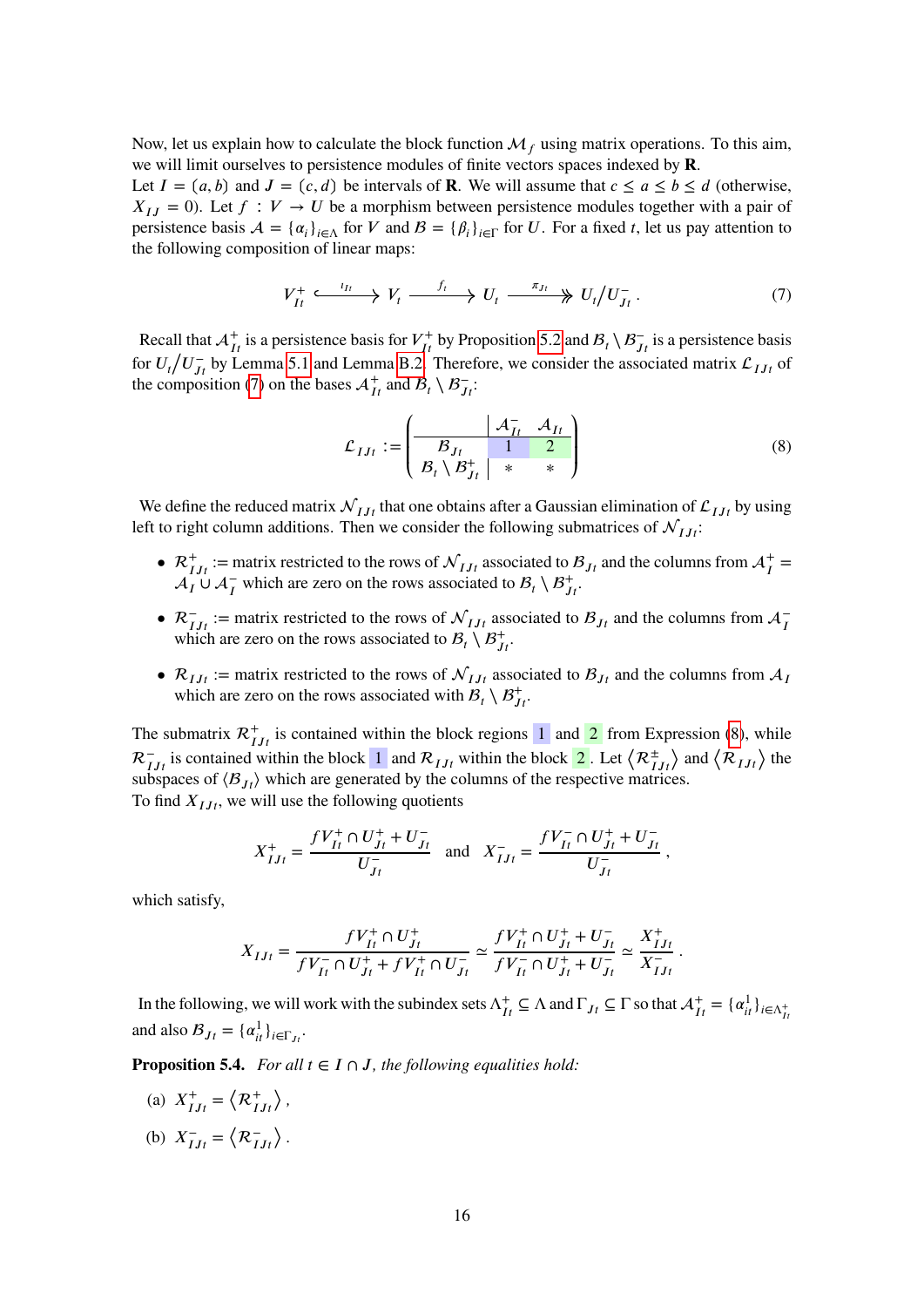Now, let us explain how to calculate the block function $\mathcal{M}_f$ using matrix operations. To this aim, we will limit ourselves to persistence modules of finite vectors spaces indexed by $\mathbf{R}$.
Let $I = (a, b)$ and $J = (c, d)$ be intervals of $\mathbf{R}$. We will assume that $c \leq a \leq b \leq d$ (otherwise, $X_{IJ} = 0$). Let $f : V \to U$ be a morphism between persistence modules together with a pair of persistence basis $\mathcal{A} = \{\alpha_i\}_{i\in\Lambda}$ for $V$ and $\mathcal{B} = \{\beta_i\}_{i\in\Gamma}$ for $U$. For a fixed $t$, let us pay attention to the following composition of linear maps:

$$V^+_{It} \xhookrightarrow{\iota_{It}} V_t \xrightarrow{f_t} U_t \xrightarrow{\pi_{Jt}} U_t / U^-_{Jt} \, . \tag{7}$$

Recall that $\mathcal{A}^+_{It}$ is a persistence basis for $V^+_{It}$ by Proposition 5.2 and $\mathcal{B}_t \setminus \mathcal{B}^-_{Jt}$ is a persistence basis for $U_t / U^-_{Jt}$ by Lemma 5.1 and Lemma B.2. Therefore, we consider the associated matrix $\mathcal{L}_{IJt}$ of the composition (7) on the bases $\mathcal{A}^+_{It}$ and $\mathcal{B}_t \setminus \mathcal{B}^-_{Jt}$:

$$\mathcal{L}_{IJt} := \left(\begin{array}{c|cc} & \mathcal{A}^-_{It} & \mathcal{A}_{It} \\ \hline \mathcal{B}_{Jt} & \boxed{1} & \boxed{2} \\ \mathcal{B}_t \setminus \mathcal{B}^+_{Jt} & * & * \end{array}\right) \tag{8}$$

We define the reduced matrix $\mathcal{N}_{IJt}$ that one obtains after a Gaussian elimination of $\mathcal{L}_{IJt}$ by using left to right column additions. Then we consider the following submatrices of $\mathcal{N}_{IJt}$:

- $\mathcal{R}^+_{IJt}$ := matrix restricted to the rows of $\mathcal{N}_{IJt}$ associated to $\mathcal{B}_{Jt}$ and the columns from $\mathcal{A}^+_I = \mathcal{A}_I \cup \mathcal{A}^-_I$ which are zero on the rows associated to $\mathcal{B}_t \setminus \mathcal{B}^+_{Jt}$.
- $\mathcal{R}^-_{IJt}$ := matrix restricted to the rows of $\mathcal{N}_{IJt}$ associated to $\mathcal{B}_{Jt}$ and the columns from $\mathcal{A}^-_I$ which are zero on the rows associated to $\mathcal{B}_t \setminus \mathcal{B}^+_{Jt}$.
- $\mathcal{R}_{IJt}$ := matrix restricted to the rows of $\mathcal{N}_{IJt}$ associated to $\mathcal{B}_{Jt}$ and the columns from $\mathcal{A}_I$ which are zero on the rows associated with $\mathcal{B}_t \setminus \mathcal{B}^+_{Jt}$.

The submatrix $\mathcal{R}^+_{IJt}$ is contained within the block regions $\boxed{1}$ and $\boxed{2}$ from Expression (8), while $\mathcal{R}^-_{IJt}$ is contained within the block $\boxed{1}$ and $\mathcal{R}_{IJt}$ within the block $\boxed{2}$. Let $\langle \mathcal{R}^\pm_{IJt} \rangle$ and $\langle \mathcal{R}_{IJt} \rangle$ the subspaces of $\langle \mathcal{B}_{Jt} \rangle$ which are generated by the columns of the respective matrices.
To find $X_{IJt}$, we will use the following quotients

$$X^+_{IJt} = \frac{fV^+_{It} \cap U^+_{Jt} + U^-_{Jt}}{U^-_{Jt}} \quad \text{and} \quad X^-_{IJt} = \frac{fV^-_{It} \cap U^+_{Jt} + U^-_{Jt}}{U^-_{Jt}} \, ,$$

which satisfy,

$$X_{IJt} = \frac{fV^+_{It} \cap U^+_{Jt}}{fV^-_{It} \cap U^+_{Jt} + fV^+_{It} \cap U^-_{Jt}} \simeq \frac{fV^+_{It} \cap U^+_{Jt} + U^-_{Jt}}{fV^-_{It} \cap U^+_{Jt} + U^-_{Jt}} \simeq \frac{X^+_{IJt}}{X^-_{IJt}} \, .$$

In the following, we will work with the subindex sets $\Lambda^+_{It} \subseteq \Lambda$ and $\Gamma_{Jt} \subseteq \Gamma$ so that $\mathcal{A}^+_{It} = \{\alpha^1_{it}\}_{i\in\Lambda^+_{It}}$ and also $\mathcal{B}_{Jt} = \{\alpha^1_{it}\}_{i\in\Gamma_{Jt}}$.

**Proposition 5.4.** *For all $t \in I \cap J$, the following equalities hold:*

(a) $X^+_{IJt} = \langle \mathcal{R}^+_{IJt} \rangle$ ,

(b) $X^-_{IJt} = \langle \mathcal{R}^-_{IJt} \rangle$ .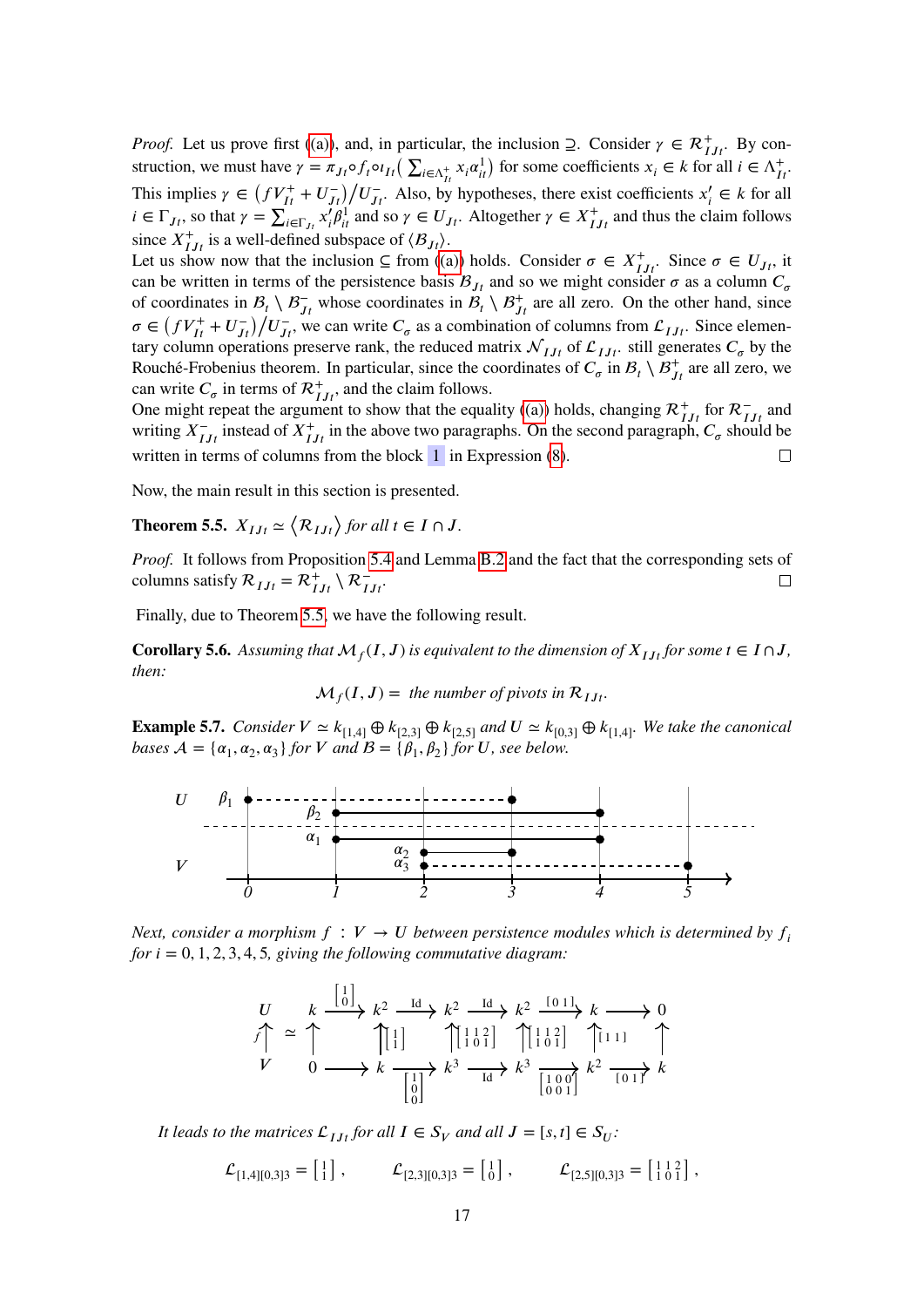*Proof.* Let us prove first (a), and, in particular, the inclusion $\supseteq$. Consider $\gamma \in \mathcal{R}^+_{IJt}$. By construction, we must have $\gamma = \pi_{Jt} \circ f_t \circ \iota_{It}\big(\sum_{i \in \Lambda^+_{It}} x_i \alpha^1_{it}\big)$ for some coefficients $x_i \in k$ for all $i \in \Lambda^+_{It}$. This implies $\gamma \in \big(f V^+_{It} + U^-_{Jt}\big)/U^-_{Jt}$. Also, by hypotheses, there exist coefficients $x'_i \in k$ for all $i \in \Gamma_{Jt}$, so that $\gamma = \sum_{i \in \Gamma_{Jt}} x'_i \beta^1_{it}$ and so $\gamma \in U_{Jt}$. Altogether $\gamma \in X^+_{IJt}$ and thus the claim follows since $X^+_{IJt}$ is a well-defined subspace of $\langle \mathcal{B}_{Jt} \rangle$.

Let us show now that the inclusion $\subseteq$ from (a) holds. Consider $\sigma \in X^+_{IJt}$. Since $\sigma \in U_{Jt}$, it can be written in terms of the persistence basis $\mathcal{B}_{Jt}$ and so we might consider $\sigma$ as a column $C_\sigma$ of coordinates in $\mathcal{B}_t \setminus \mathcal{B}^-_{Jt}$ whose coordinates in $\mathcal{B}_t \setminus \mathcal{B}^+_{Jt}$ are all zero. On the other hand, since $\sigma \in \big(f V^+_{It} + U^-_{Jt}\big)/U^-_{Jt}$, we can write $C_\sigma$ as a combination of columns from $\mathcal{L}_{IJt}$. Since elementary column operations preserve rank, the reduced matrix $\mathcal{N}_{IJt}$ of $\mathcal{L}_{IJt}$. still generates $C_\sigma$ by the Rouché-Frobenius theorem. In particular, since the coordinates of $C_\sigma$ in $\mathcal{B}_t \setminus \mathcal{B}^+_{Jt}$ are all zero, we can write $C_\sigma$ in terms of $\mathcal{R}^+_{IJt}$, and the claim follows.

One might repeat the argument to show that the equality (a) holds, changing $\mathcal{R}^+_{IJt}$ for $\mathcal{R}^-_{IJt}$ and writing $X^-_{IJt}$ instead of $X^+_{IJt}$ in the above two paragraphs. On the second paragraph, $C_\sigma$ should be written in terms of columns from the block 1 in Expression (8). □

Now, the main result in this section is presented.

**Theorem 5.5.** *$X_{IJt} \simeq \langle \mathcal{R}_{IJt} \rangle$ for all $t \in I \cap J$.*

*Proof.* It follows from Proposition 5.4 and Lemma B.2 and the fact that the corresponding sets of columns satisfy $\mathcal{R}_{IJt} = \mathcal{R}^+_{IJt} \setminus \mathcal{R}^-_{IJt}$. □

Finally, due to Theorem 5.5, we have the following result.

**Corollary 5.6.** *Assuming that $\mathcal{M}_f(I, J)$ is equivalent to the dimension of $X_{IJt}$ for some $t \in I \cap J$, then:*

$$\mathcal{M}_f(I, J) = \text{ the number of pivots in } \mathcal{R}_{IJt}.$$

**Example 5.7.** *Consider $V \simeq k_{[1,4]} \oplus k_{[2,3]} \oplus k_{[2,5]}$ and $U \simeq k_{[0,3]} \oplus k_{[1,4]}$. We take the canonical bases $\mathcal{A} = \{\alpha_1, \alpha_2, \alpha_3\}$ for $V$ and $\mathcal{B} = \{\beta_1, \beta_2\}$ for $U$, see below.*

*Next, consider a morphism $f : V \to U$ between persistence modules which is determined by $f_i$ for $i = 0, 1, 2, 3, 4, 5$, giving the following commutative diagram:*

$$\begin{array}{ccccccccccccc}
U & & k & \xrightarrow{\left[\begin{smallmatrix}1\\0\end{smallmatrix}\right]} & k^2 & \xrightarrow{\mathrm{Id}} & k^2 & \xrightarrow{\mathrm{Id}} & k^2 & \xrightarrow{[0\,1]} & k & \longrightarrow & 0 \\
f\uparrow & \simeq & \uparrow & & \uparrow\left[\begin{smallmatrix}1\\1\end{smallmatrix}\right] & & \uparrow\left[\begin{smallmatrix}1&1&2\\1&0&1\end{smallmatrix}\right] & & \uparrow\left[\begin{smallmatrix}1&1&2\\1&0&1\end{smallmatrix}\right] & & \uparrow[1\,1] & & \uparrow \\
V & & 0 & \longrightarrow & k & \xrightarrow[\left[\begin{smallmatrix}1\\0\\0\end{smallmatrix}\right]]{} & k^3 & \xrightarrow[\mathrm{Id}]{} & k^3 & \xrightarrow[\left[\begin{smallmatrix}1&0&0\\0&0&1\end{smallmatrix}\right]]{} & k^2 & \xrightarrow[{[0\,1]}]{} & k
\end{array}$$

*It leads to the matrices $\mathcal{L}_{IJt}$ for all $I \in S_V$ and all $J = [s,t] \in S_U$:*

$$\mathcal{L}_{[1,4][0,3]3} = \left[\begin{smallmatrix}1\\1\end{smallmatrix}\right], \qquad \mathcal{L}_{[2,3][0,3]3} = \left[\begin{smallmatrix}1\\0\end{smallmatrix}\right], \qquad \mathcal{L}_{[2,5][0,3]3} = \left[\begin{smallmatrix}1&1&2\\1&0&1\end{smallmatrix}\right],$$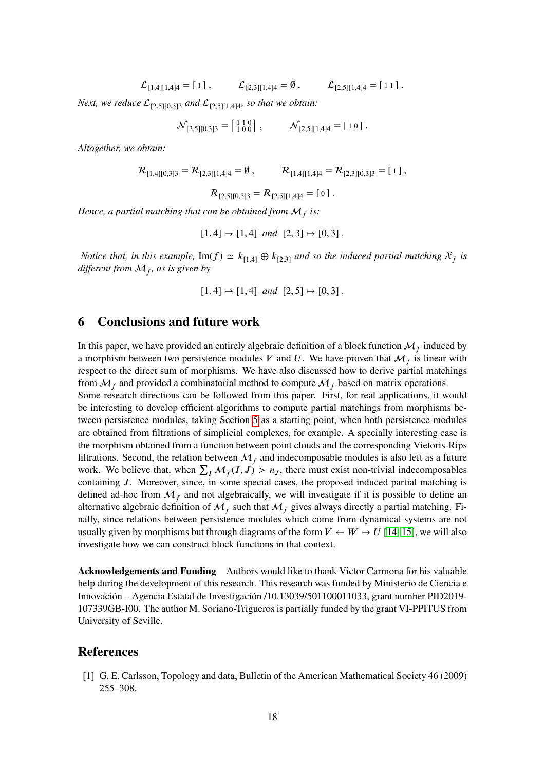$$\mathcal{L}_{[1,4][1,4]4} = [\,1\,]\,, \qquad \mathcal{L}_{[2,3][1,4]4} = \emptyset\,, \qquad \mathcal{L}_{[2,5][1,4]4} = [\,1\;1\,]\,.$$

*Next, we reduce $\mathcal{L}_{[2,5][0,3]3}$ and $\mathcal{L}_{[2,5][1,4]4}$, so that we obtain:*

$$\mathcal{N}_{[2,5][0,3]3} = \begin{bmatrix} 1 & 1 & 0 \\ 1 & 0 & 0 \end{bmatrix}\,, \qquad \mathcal{N}_{[2,5][1,4]4} = [\,1\;0\,]\,.$$

*Altogether, we obtain:*

$$\mathcal{R}_{[1,4][0,3]3} = \mathcal{R}_{[2,3][1,4]4} = \emptyset\,, \qquad \mathcal{R}_{[1,4][1,4]4} = \mathcal{R}_{[2,3][0,3]3} = [\,1\,]\,,$$

$$\mathcal{R}_{[2,5][0,3]3} = \mathcal{R}_{[2,5][1,4]4} = [\,0\,]\,.$$

*Hence, a partial matching that can be obtained from $\mathcal{M}_f$ is:*

$$[1,4] \mapsto [1,4] \ \text{ and } \ [2,3] \mapsto [0,3]\,.$$

*Notice that, in this example, $\mathrm{Im}(f) \simeq k_{[1,4]} \oplus k_{[2,3]}$ and so the induced partial matching $\mathcal{X}_f$ is different from $\mathcal{M}_f$, as is given by*

$$[1,4] \mapsto [1,4] \ \text{ and } \ [2,5] \mapsto [0,3]\,.$$

## 6 Conclusions and future work

In this paper, we have provided an entirely algebraic definition of a block function $\mathcal{M}_f$ induced by a morphism between two persistence modules $V$ and $U$. We have proven that $\mathcal{M}_f$ is linear with respect to the direct sum of morphisms. We have also discussed how to derive partial matchings from $\mathcal{M}_f$ and provided a combinatorial method to compute $\mathcal{M}_f$ based on matrix operations.

Some research directions can be followed from this paper. First, for real applications, it would be interesting to develop efficient algorithms to compute partial matchings from morphisms between persistence modules, taking Section 5 as a starting point, when both persistence modules are obtained from filtrations of simplicial complexes, for example. A specially interesting case is the morphism obtained from a function between point clouds and the corresponding Vietoris-Rips filtrations. Second, the relation between $\mathcal{M}_f$ and indecomposable modules is also left as a future work. We believe that, when $\sum_I \mathcal{M}_f(I, J) > n_J$, there must exist non-trivial indecomposables containing $J$. Moreover, since, in some special cases, the proposed induced partial matching is defined ad-hoc from $\mathcal{M}_f$ and not algebraically, we will investigate if it is possible to define an alternative algebraic definition of $\mathcal{M}_f$ such that $\mathcal{M}_f$ gives always directly a partial matching. Finally, since relations between persistence modules which come from dynamical systems are not usually given by morphisms but through diagrams of the form $V \leftarrow W \rightarrow U$ [14, 15], we will also investigate how we can construct block functions in that context.

**Acknowledgements and Funding** Authors would like to thank Victor Carmona for his valuable help during the development of this research. This research was funded by Ministerio de Ciencia e Innovación – Agencia Estatal de Investigación /10.13039/501100011033, grant number PID2019-107339GB-I00. The author M. Soriano-Trigueros is partially funded by the grant VI-PPITUS from University of Seville.

## References

[1] G. E. Carlsson, Topology and data, Bulletin of the American Mathematical Society 46 (2009) 255–308.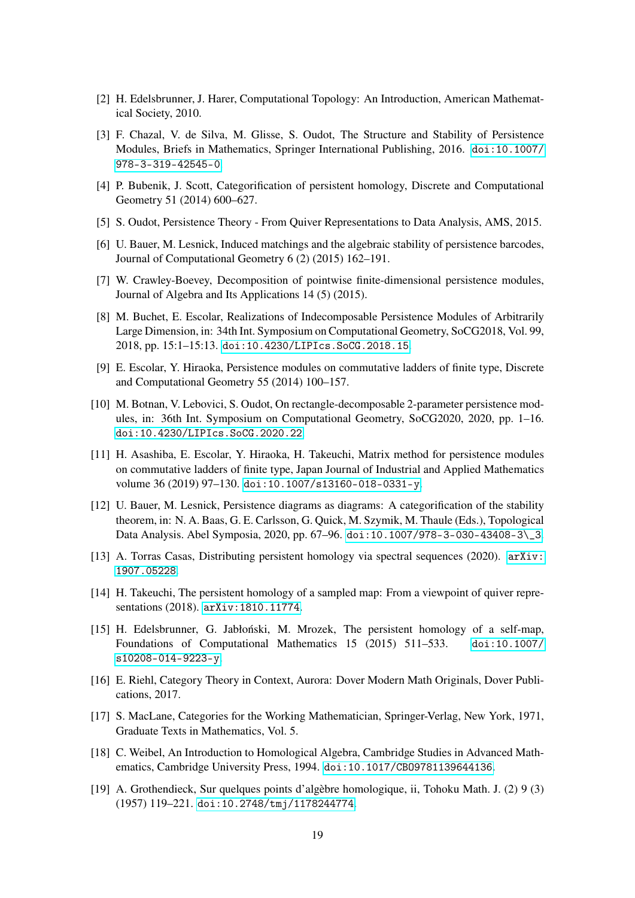[2] H. Edelsbrunner, J. Harer, Computational Topology: An Introduction, American Mathematical Society, 2010.

[3] F. Chazal, V. de Silva, M. Glisse, S. Oudot, The Structure and Stability of Persistence Modules, Briefs in Mathematics, Springer International Publishing, 2016. doi:10.1007/978-3-319-42545-0.

[4] P. Bubenik, J. Scott, Categorification of persistent homology, Discrete and Computational Geometry 51 (2014) 600–627.

[5] S. Oudot, Persistence Theory - From Quiver Representations to Data Analysis, AMS, 2015.

[6] U. Bauer, M. Lesnick, Induced matchings and the algebraic stability of persistence barcodes, Journal of Computational Geometry 6 (2) (2015) 162–191.

[7] W. Crawley-Boevey, Decomposition of pointwise finite-dimensional persistence modules, Journal of Algebra and Its Applications 14 (5) (2015).

[8] M. Buchet, E. Escolar, Realizations of Indecomposable Persistence Modules of Arbitrarily Large Dimension, in: 34th Int. Symposium on Computational Geometry, SoCG2018, Vol. 99, 2018, pp. 15:1–15:13. doi:10.4230/LIPIcs.SoCG.2018.15.

[9] E. Escolar, Y. Hiraoka, Persistence modules on commutative ladders of finite type, Discrete and Computational Geometry 55 (2014) 100–157.

[10] M. Botnan, V. Lebovici, S. Oudot, On rectangle-decomposable 2-parameter persistence modules, in: 36th Int. Symposium on Computational Geometry, SoCG2020, 2020, pp. 1–16. doi:10.4230/LIPIcs.SoCG.2020.22

[11] H. Asashiba, E. Escolar, Y. Hiraoka, H. Takeuchi, Matrix method for persistence modules on commutative ladders of finite type, Japan Journal of Industrial and Applied Mathematics volume 36 (2019) 97–130. doi:10.1007/s13160-018-0331-y.

[12] U. Bauer, M. Lesnick, Persistence diagrams as diagrams: A categorification of the stability theorem, in: N. A. Baas, G. E. Carlsson, G. Quick, M. Szymik, M. Thaule (Eds.), Topological Data Analysis. Abel Symposia, 2020, pp. 67–96. doi:10.1007/978-3-030-43408-3\_3.

[13] A. Torras Casas, Distributing persistent homology via spectral sequences (2020). arXiv:1907.05228.

[14] H. Takeuchi, The persistent homology of a sampled map: From a viewpoint of quiver representations (2018). arXiv:1810.11774.

[15] H. Edelsbrunner, G. Jabłoński, M. Mrozek, The persistent homology of a self-map, Foundations of Computational Mathematics 15 (2015) 511–533. doi:10.1007/s10208-014-9223-y.

[16] E. Riehl, Category Theory in Context, Aurora: Dover Modern Math Originals, Dover Publications, 2017.

[17] S. MacLane, Categories for the Working Mathematician, Springer-Verlag, New York, 1971, Graduate Texts in Mathematics, Vol. 5.

[18] C. Weibel, An Introduction to Homological Algebra, Cambridge Studies in Advanced Mathematics, Cambridge University Press, 1994. doi:10.1017/CBO9781139644136.

[19] A. Grothendieck, Sur quelques points d'algèbre homologique, ii, Tohoku Math. J. (2) 9 (3) (1957) 119–221. doi:10.2748/tmj/1178244774.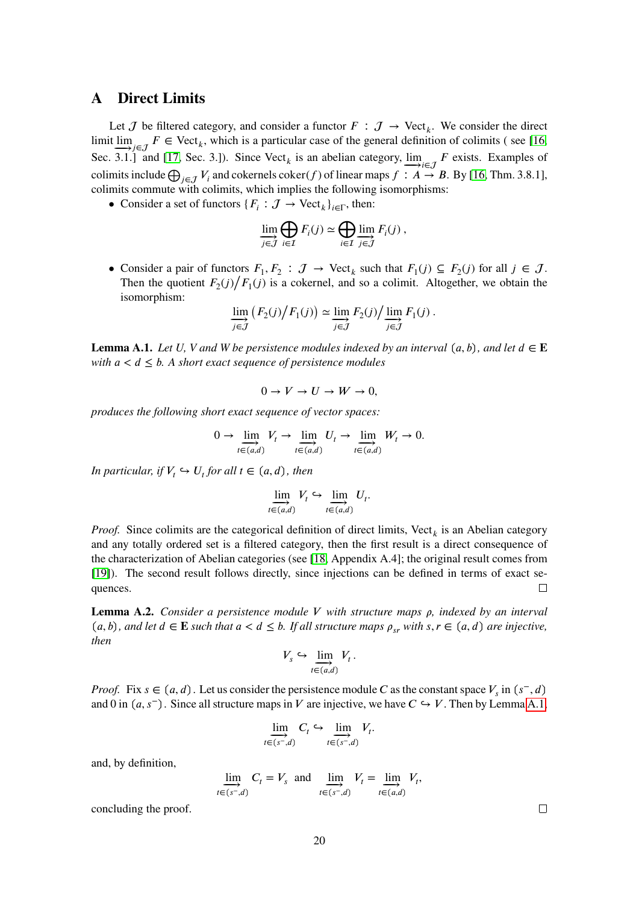## A Direct Limits

Let $\mathcal{J}$ be filtered category, and consider a functor $F : \mathcal{J} \to \mathrm{Vect}_k$. We consider the direct limit $\varinjlim_{j \in \mathcal{J}} F \in \mathrm{Vect}_k$, which is a particular case of the general definition of colimits ( see [16, Sec. 3.1.] and [17, Sec. 3.]). Since $\mathrm{Vect}_k$ is an abelian category, $\varinjlim_{i \in \mathcal{J}} F$ exists. Examples of colimits include $\bigoplus_{j \in \mathcal{J}} V_i$ and cokernels $\mathrm{coker}(f)$ of linear maps $f : A \to B$. By [16, Thm. 3.8.1], colimits commute with colimits, which implies the following isomorphisms:

- Consider a set of functors $\{F_i : \mathcal{J} \to \mathrm{Vect}_k\}_{i \in \Gamma}$, then:

$$\varinjlim_{j \in \mathcal{J}} \bigoplus_{i \in \mathcal{I}} F_i(j) \simeq \bigoplus_{i \in \mathcal{I}} \varinjlim_{j \in \mathcal{J}} F_i(j) \,,$$

- Consider a pair of functors $F_1, F_2 : \mathcal{J} \to \mathrm{Vect}_k$ such that $F_1(j) \subseteq F_2(j)$ for all $j \in \mathcal{J}$. Then the quotient $F_2(j) \big/ F_1(j)$ is a cokernel, and so a colimit. Altogether, we obtain the isomorphism:

$$\varinjlim_{j \in \mathcal{J}} \left( F_2(j) \big/ F_1(j) \right) \simeq \varinjlim_{j \in \mathcal{J}} F_2(j) \big/ \varinjlim_{j \in \mathcal{J}} F_1(j) \,.$$

**Lemma A.1.** *Let $U$, $V$ and $W$ be persistence modules indexed by an interval $(a, b)$, and let $d \in \mathbf{E}$ with $a < d \leq b$. A short exact sequence of persistence modules*

$$0 \to V \to U \to W \to 0,$$

*produces the following short exact sequence of vector spaces:*

$$0 \to \varinjlim_{t \in (a,d)} V_t \to \varinjlim_{t \in (a,d)} U_t \to \varinjlim_{t \in (a,d)} W_t \to 0.$$

*In particular, if $V_t \hookrightarrow U_t$ for all $t \in (a, d)$, then*

$$\varinjlim_{t \in (a,d)} V_t \hookrightarrow \varinjlim_{t \in (a,d)} U_t.$$

*Proof.* Since colimits are the categorical definition of direct limits, $\mathrm{Vect}_k$ is an Abelian category and any totally ordered set is a filtered category, then the first result is a direct consequence of the characterization of Abelian categories (see [18, Appendix A.4]; the original result comes from [19]). The second result follows directly, since injections can be defined in terms of exact sequences. $\square$

**Lemma A.2.** *Consider a persistence module $V$ with structure maps $\rho$, indexed by an interval $(a, b)$, and let $d \in \mathbf{E}$ such that $a < d \leq b$. If all structure maps $\rho_{sr}$ with $s, r \in (a, d)$ are injective, then*

$$V_s \hookrightarrow \varinjlim_{t \in (a,d)} V_t \,.$$

*Proof.* Fix $s \in (a, d)$. Let us consider the persistence module $C$ as the constant space $V_s$ in $(s^-, d)$ and $0$ in $(a, s^-)$. Since all structure maps in $V$ are injective, we have $C \hookrightarrow V$. Then by Lemma A.1,

$$\varinjlim_{t \in (s^-,d)} C_t \hookrightarrow \varinjlim_{t \in (s^-,d)} V_t.$$

and, by definition,

$$\varinjlim_{t \in (s^-,d)} C_t = V_s \quad \text{and} \quad \varinjlim_{t \in (s^-,d)} V_t = \varinjlim_{t \in (a,d)} V_t,$$

concluding the proof. $\square$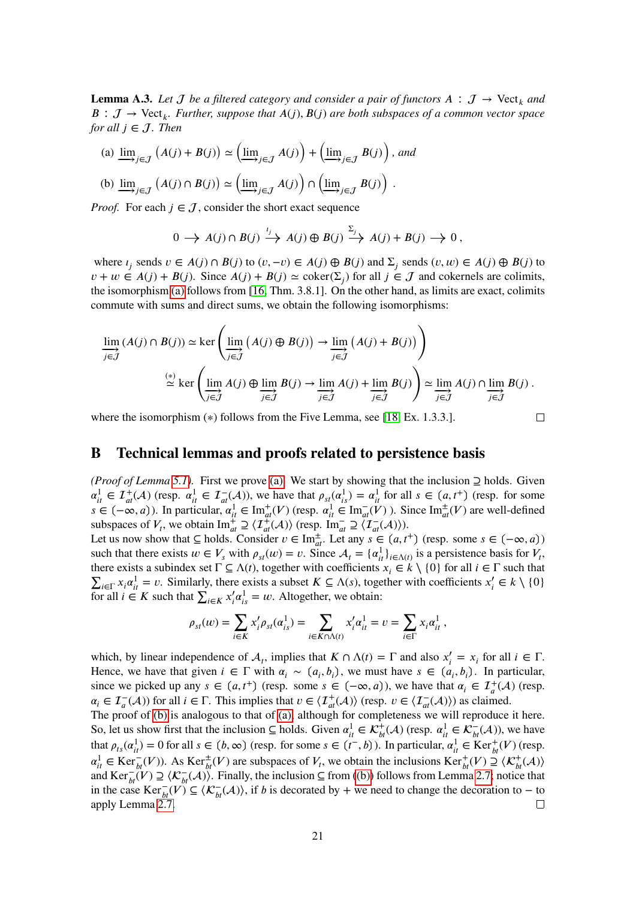**Lemma A.3.** *Let $\mathcal{J}$ be a filtered category and consider a pair of functors $A : \mathcal{J} \to \mathrm{Vect}_k$ and $B : \mathcal{J} \to \mathrm{Vect}_k$. Further, suppose that $A(j), B(j)$ are both subspaces of a common vector space for all $j \in \mathcal{J}$. Then*

(a) $\varinjlim_{j\in\mathcal{J}} \big(A(j) + B(j)\big) \simeq \Big(\varinjlim_{j\in\mathcal{J}} A(j)\Big) + \Big(\varinjlim_{j\in\mathcal{J}} B(j)\Big)$, *and*

(b) $\varinjlim_{j\in\mathcal{J}} \big(A(j) \cap B(j)\big) \simeq \Big(\varinjlim_{j\in\mathcal{J}} A(j)\Big) \cap \Big(\varinjlim_{j\in\mathcal{J}} B(j)\Big)$ .

*Proof.* For each $j \in \mathcal{J}$, consider the short exact sequence

$$0 \longrightarrow A(j) \cap B(j) \xrightarrow{\iota_j} A(j) \oplus B(j) \xrightarrow{\Sigma_j} A(j) + B(j) \longrightarrow 0\,,$$

where $\iota_j$ sends $v \in A(j) \cap B(j)$ to $(v, -v) \in A(j) \oplus B(j)$ and $\Sigma_j$ sends $(v, w) \in A(j) \oplus B(j)$ to $v + w \in A(j) + B(j)$. Since $A(j) + B(j) \simeq \mathrm{coker}(\Sigma_j)$ for all $j \in \mathcal{J}$ and cokernels are colimits, the isomorphism (a) follows from [16, Thm. 3.8.1]. On the other hand, as limits are exact, colimits commute with sums and direct sums, we obtain the following isomorphisms:

$$\begin{aligned}
\varinjlim_{j\in\mathcal{J}} (A(j) \cap B(j)) &\simeq \ker\left(\varinjlim_{j\in\mathcal{J}} \big(A(j) \oplus B(j)\big) \to \varinjlim_{j\in\mathcal{J}} \big(A(j) + B(j)\big)\right) \\
&\overset{(*)}{\simeq} \ker\left(\varinjlim_{j\in\mathcal{J}} A(j) \oplus \varinjlim_{j\in\mathcal{J}} B(j) \to \varinjlim_{j\in\mathcal{J}} A(j) + \varinjlim_{j\in\mathcal{J}} B(j)\right) \simeq \varinjlim_{j\in\mathcal{J}} A(j) \cap \varinjlim_{j\in\mathcal{J}} B(j)\,.
\end{aligned}$$

where the isomorphism $(*)$ follows from the Five Lemma, see [18, Ex. 1.3.3.]. □

## B Technical lemmas and proofs related to persistence basis

*(Proof of Lemma 5.1).* First we prove (a). We start by showing that the inclusion $\supseteq$ holds. Given $\alpha^1_{it} \in \mathcal{I}^+_{at}(\mathcal{A})$ (resp. $\alpha^1_{it} \in \mathcal{I}^-_{at}(\mathcal{A})$), we have that $\rho_{st}(\alpha^1_{is}) = \alpha^1_{it}$ for all $s \in (a, t^+)$ (resp. for some $s \in (-\infty, a)$). In particular, $\alpha^1_{it} \in \mathrm{Im}^+_{at}(V)$ (resp. $\alpha^1_{it} \in \mathrm{Im}^-_{at}(V)$ ). Since $\mathrm{Im}^\pm_{at}(V)$ are well-defined subspaces of $V_t$, we obtain $\mathrm{Im}^+_{at} \supseteq \langle \mathcal{I}^+_{at}(\mathcal{A})\rangle$ (resp. $\mathrm{Im}^-_{at} \supseteq \langle \mathcal{I}^-_{at}(\mathcal{A})\rangle$).
Let us now show that $\subseteq$ holds. Consider $v \in \mathrm{Im}^\pm_{at}$. Let any $s \in (a, t^+)$ (resp. some $s \in (-\infty, a)$) such that there exists $w \in V_s$ with $\rho_{st}(w) = v$. Since $\mathcal{A}_t = \{\alpha^1_{it}\}_{i\in\Lambda(t)}$ is a persistence basis for $V_t$, there exists a subindex set $\Gamma \subseteq \Lambda(t)$, together with coefficients $x_i \in k \setminus \{0\}$ for all $i \in \Gamma$ such that $\sum_{i\in\Gamma} x_i \alpha^1_{it} = v$. Similarly, there exists a subset $K \subseteq \Lambda(s)$, together with coefficients $x'_i \in k \setminus \{0\}$ for all $i \in K$ such that $\sum_{i\in K} x'_i \alpha^1_{is} = w$. Altogether, we obtain:

$$\rho_{st}(w) = \sum_{i\in K} x'_i \rho_{st}(\alpha^1_{is}) = \sum_{i\in K\cap\Lambda(t)} x'_i \alpha^1_{it} = v = \sum_{i\in\Gamma} x_i \alpha^1_{it}\,,$$

which, by linear independence of $\mathcal{A}_t$, implies that $K \cap \Lambda(t) = \Gamma$ and also $x'_i = x_i$ for all $i \in \Gamma$. Hence, we have that given $i \in \Gamma$ with $\alpha_i \sim (a_i, b_i)$, we must have $s \in (a_i, b_i)$. In particular, since we picked up any $s \in (a, t^+)$ (resp. some $s \in (-\infty, a)$), we have that $\alpha_i \in \mathcal{I}^+_a(\mathcal{A})$ (resp. $\alpha_i \in \mathcal{I}^-_a(\mathcal{A})$) for all $i \in \Gamma$. This implies that $v \in \langle \mathcal{I}^+_{at}(\mathcal{A})\rangle$ (resp. $v \in \langle \mathcal{I}^-_{at}(\mathcal{A})\rangle$) as claimed.
The proof of (b) is analogous to that of (a), although for completeness we will reproduce it here. So, let us show first that the inclusion $\subseteq$ holds. Given $\alpha^1_{it} \in \mathcal{K}^+_{bt}(\mathcal{A})$ (resp. $\alpha^1_{it} \in \mathcal{K}^-_{bt}(\mathcal{A})$), we have that $\rho_{ts}(\alpha^1_{it}) = 0$ for all $s \in (b, \infty)$ (resp. for some $s \in (t^-, b)$). In particular, $\alpha^1_{it} \in \mathrm{Ker}^+_{bt}(V)$ (resp. $\alpha^1_{it} \in \mathrm{Ker}^-_{bt}(V)$). As $\mathrm{Ker}^\pm_{bt}(V)$ are subspaces of $V_t$, we obtain the inclusions $\mathrm{Ker}^+_{bt}(V) \supseteq \langle \mathcal{K}^+_{bt}(\mathcal{A})\rangle$ and $\mathrm{Ker}^-_{bt}(V) \supseteq \langle \mathcal{K}^-_{bt}(\mathcal{A})\rangle$. Finally, the inclusion $\subseteq$ from (b) follows from Lemma 2.7; notice that in the case $\mathrm{Ker}^-_{bt}(V) \subseteq \langle \mathcal{K}^-_{bt}(\mathcal{A})\rangle$, if $b$ is decorated by $+$ we need to change the decoration to $-$ to apply Lemma 2.7. □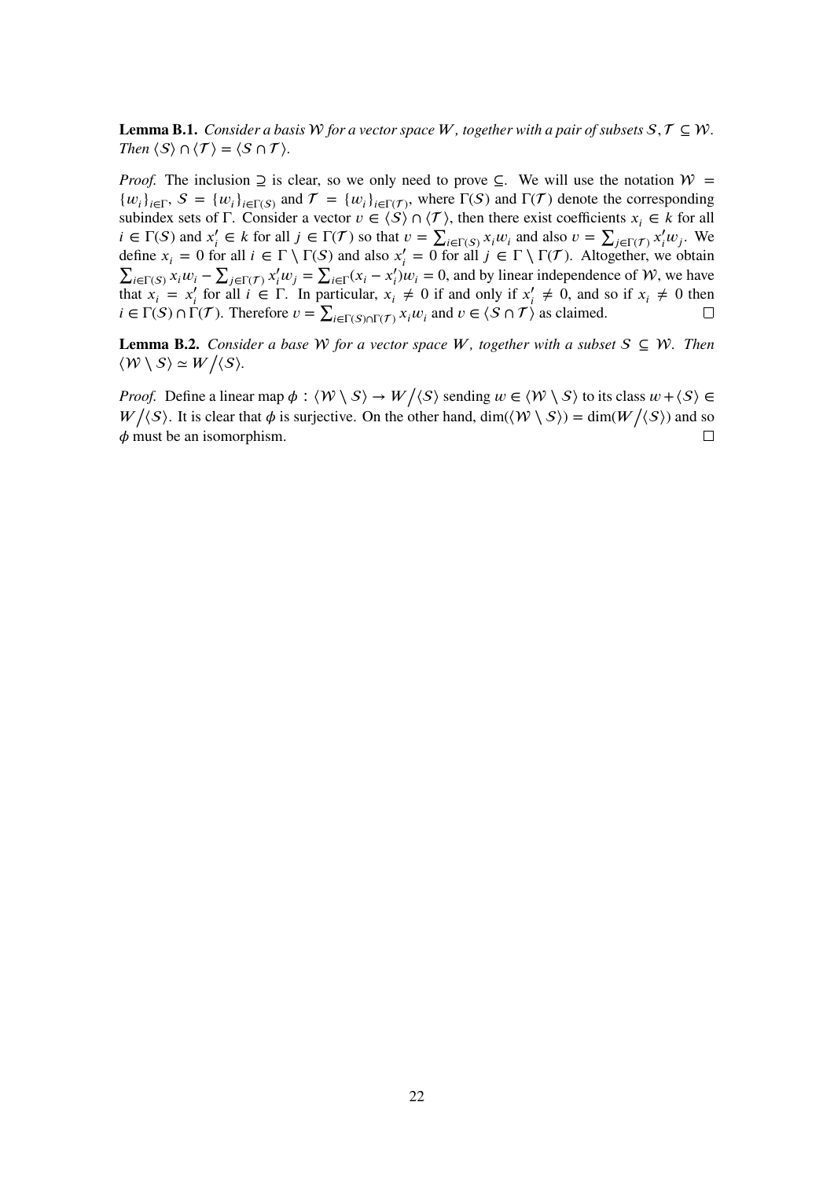**Lemma B.1.** *Consider a basis $\mathcal{W}$ for a vector space $W$, together with a pair of subsets $\mathcal{S}, \mathcal{T} \subseteq \mathcal{W}$. Then $\langle \mathcal{S} \rangle \cap \langle \mathcal{T} \rangle = \langle \mathcal{S} \cap \mathcal{T} \rangle$.*

*Proof.* The inclusion $\supseteq$ is clear, so we only need to prove $\subseteq$. We will use the notation $\mathcal{W} = \{w_i\}_{i \in \Gamma}$, $\mathcal{S} = \{w_i\}_{i \in \Gamma(\mathcal{S})}$ and $\mathcal{T} = \{w_i\}_{i \in \Gamma(\mathcal{T})}$, where $\Gamma(\mathcal{S})$ and $\Gamma(\mathcal{T})$ denote the corresponding subindex sets of $\Gamma$. Consider a vector $v \in \langle \mathcal{S} \rangle \cap \langle \mathcal{T} \rangle$, then there exist coefficients $x_i \in k$ for all $i \in \Gamma(\mathcal{S})$ and $x'_i \in k$ for all $j \in \Gamma(\mathcal{T})$ so that $v = \sum_{i \in \Gamma(\mathcal{S})} x_i w_i$ and also $v = \sum_{j \in \Gamma(\mathcal{T})} x'_i w_j$. We define $x_i = 0$ for all $i \in \Gamma \setminus \Gamma(\mathcal{S})$ and also $x'_i = 0$ for all $j \in \Gamma \setminus \Gamma(\mathcal{T})$. Altogether, we obtain $\sum_{i \in \Gamma(\mathcal{S})} x_i w_i - \sum_{j \in \Gamma(\mathcal{T})} x'_i w_j = \sum_{i \in \Gamma} (x_i - x'_i) w_i = 0$, and by linear independence of $\mathcal{W}$, we have that $x_i = x'_i$ for all $i \in \Gamma$. In particular, $x_i \neq 0$ if and only if $x'_i \neq 0$, and so if $x_i \neq 0$ then $i \in \Gamma(\mathcal{S}) \cap \Gamma(\mathcal{T})$. Therefore $v = \sum_{i \in \Gamma(\mathcal{S}) \cap \Gamma(\mathcal{T})} x_i w_i$ and $v \in \langle \mathcal{S} \cap \mathcal{T} \rangle$ as claimed. $\square$

**Lemma B.2.** *Consider a base $\mathcal{W}$ for a vector space $W$, together with a subset $\mathcal{S} \subseteq \mathcal{W}$. Then $\langle \mathcal{W} \setminus \mathcal{S} \rangle \simeq W / \langle \mathcal{S} \rangle$.*

*Proof.* Define a linear map $\phi : \langle \mathcal{W} \setminus \mathcal{S} \rangle \to W / \langle \mathcal{S} \rangle$ sending $w \in \langle \mathcal{W} \setminus \mathcal{S} \rangle$ to its class $w + \langle \mathcal{S} \rangle \in W / \langle \mathcal{S} \rangle$. It is clear that $\phi$ is surjective. On the other hand, $\dim(\langle \mathcal{W} \setminus \mathcal{S} \rangle) = \dim(W / \langle \mathcal{S} \rangle)$ and so $\phi$ must be an isomorphism. $\square$